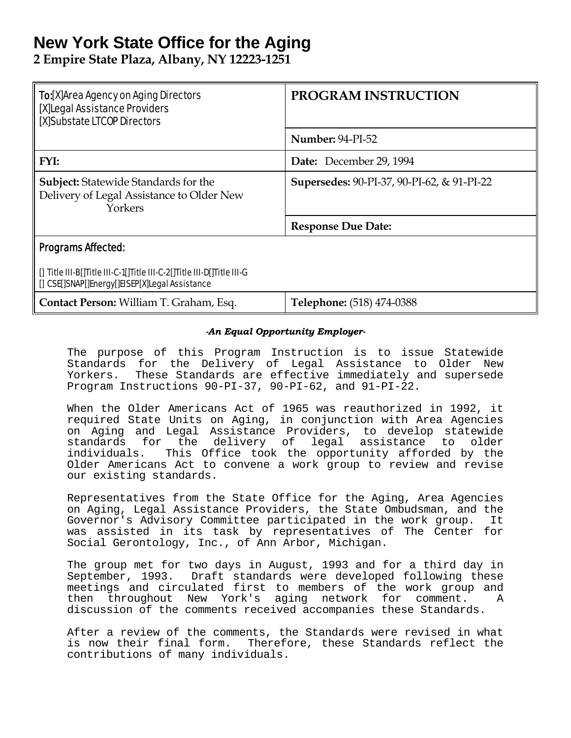# New York State Office for the Aging

**2 Empire State Plaza, Albany, NY 12223-1251**

| **To:** [X]Area Agency on Aging Directors [X]Legal Assistance Providers [X]Substate LTCOP Directors | **PROGRAM INSTRUCTION** |
|---|---|
| | **Number:** 94-PI-52 |
| **FYI:** | **Date:** December 29, 1994 |
| **Subject:** Statewide Standards for the Delivery of Legal Assistance to Older New Yorkers | **Supersedes:** 90-PI-37, 90-PI-62, & 91-PI-22 |
| | **Response Due Date:** |
| **Programs Affected:** [] Title III-B[]Title III-C-1[]Title III-C-2[]Title III-D[]Title III-G [] CSE[]SNAP[]Energy[]EISEP[X]Legal Assistance | |
| **Contact Person:** William T. Graham, Esq. | **Telephone:** (518) 474-0388 |

*-An Equal Opportunity Employer-*

The purpose of this Program Instruction is to issue Statewide Standards for the Delivery of Legal Assistance to Older New Yorkers. These Standards are effective immediately and supersede Program Instructions 90-PI-37, 90-PI-62, and 91-PI-22.

When the Older Americans Act of 1965 was reauthorized in 1992, it required State Units on Aging, in conjunction with Area Agencies on Aging and Legal Assistance Providers, to develop statewide standards for the delivery of legal assistance to older individuals. This Office took the opportunity afforded by the Older Americans Act to convene a work group to review and revise our existing standards.

Representatives from the State Office for the Aging, Area Agencies on Aging, Legal Assistance Providers, the State Ombudsman, and the Governor's Advisory Committee participated in the work group. It was assisted in its task by representatives of The Center for Social Gerontology, Inc., of Ann Arbor, Michigan.

The group met for two days in August, 1993 and for a third day in September, 1993. Draft standards were developed following these meetings and circulated first to members of the work group and then throughout New York's aging network for comment. A discussion of the comments received accompanies these Standards.

After a review of the comments, the Standards were revised in what is now their final form. Therefore, these Standards reflect the contributions of many individuals.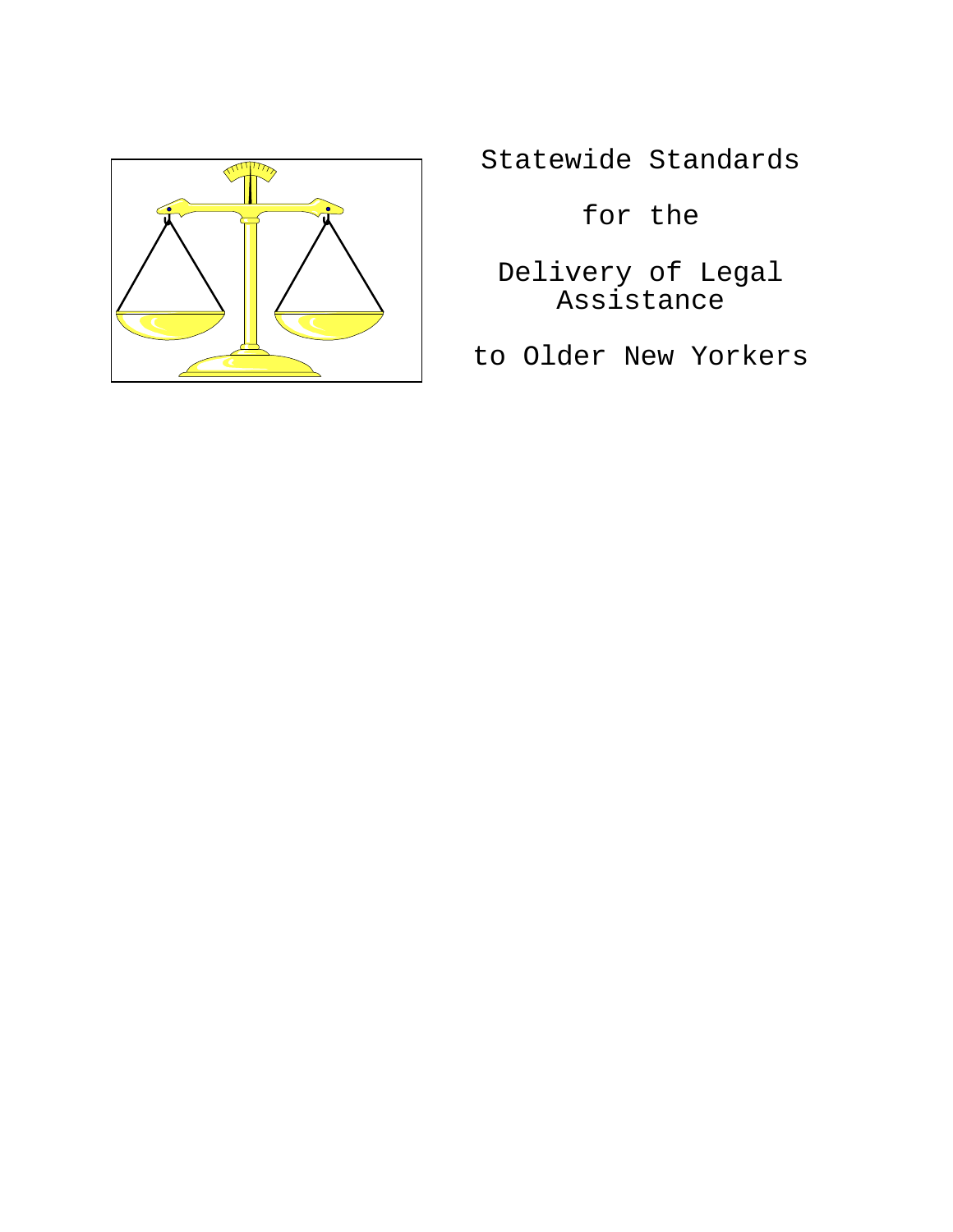# Statewide Standards for the Delivery of Legal Assistance to Older New Yorkers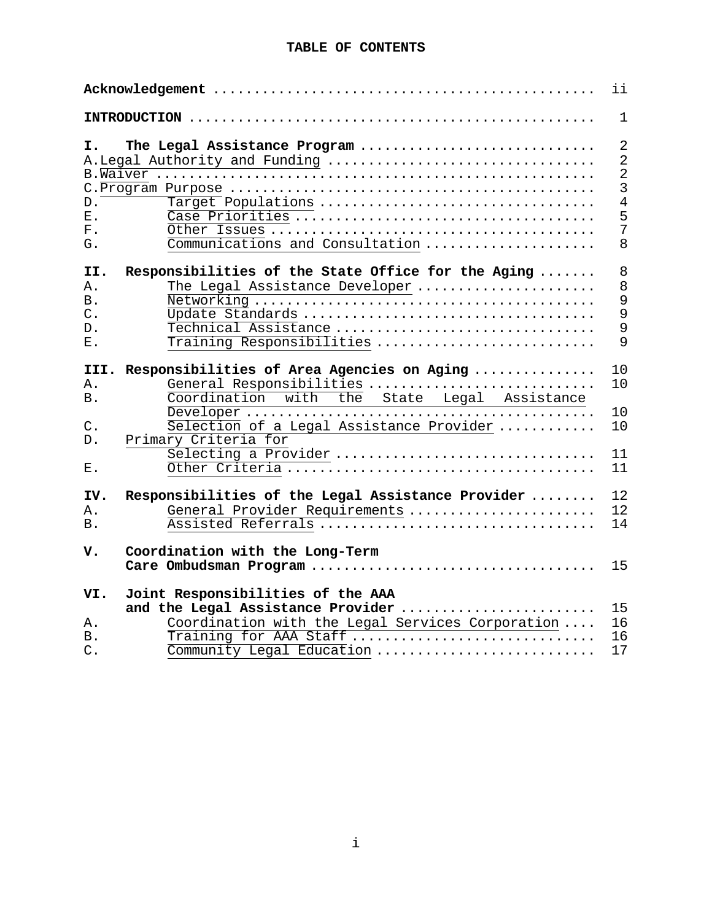# TABLE OF CONTENTS

| | | |
|---|---|---|
| **Acknowledgement** | | ii |
| **INTRODUCTION** | | 1 |
| **I.** | **The Legal Assistance Program** | 2 |
| A. | Legal Authority and Funding | 2 |
| B. | Waiver | 2 |
| C. | Program Purpose | 3 |
| D. | Target Populations | 4 |
| E. | Case Priorities | 5 |
| F. | Other Issues | 7 |
| G. | Communications and Consultation | 8 |
| **II.** | **Responsibilities of the State Office for the Aging** | 8 |
| A. | The Legal Assistance Developer | 8 |
| B. | Networking | 9 |
| C. | Update Standards | 9 |
| D. | Technical Assistance | 9 |
| E. | Training Responsibilities | 9 |
| **III.** | **Responsibilities of Area Agencies on Aging** | 10 |
| A. | General Responsibilities | 10 |
| B. | Coordination with the State Legal Assistance Developer | 10 |
| C. | Selection of a Legal Assistance Provider | 10 |
| D. | Primary Criteria for Selecting a Provider | 11 |
| E. | Other Criteria | 11 |
| **IV.** | **Responsibilities of the Legal Assistance Provider** | 12 |
| A. | General Provider Requirements | 12 |
| B. | Assisted Referrals | 14 |
| **V.** | **Coordination with the Long-Term Care Ombudsman Program** | 15 |
| **VI.** | **Joint Responsibilities of the AAA and the Legal Assistance Provider** | 15 |
| A. | Coordination with the Legal Services Corporation | 16 |
| B. | Training for AAA Staff | 16 |
| C. | Community Legal Education | 17 |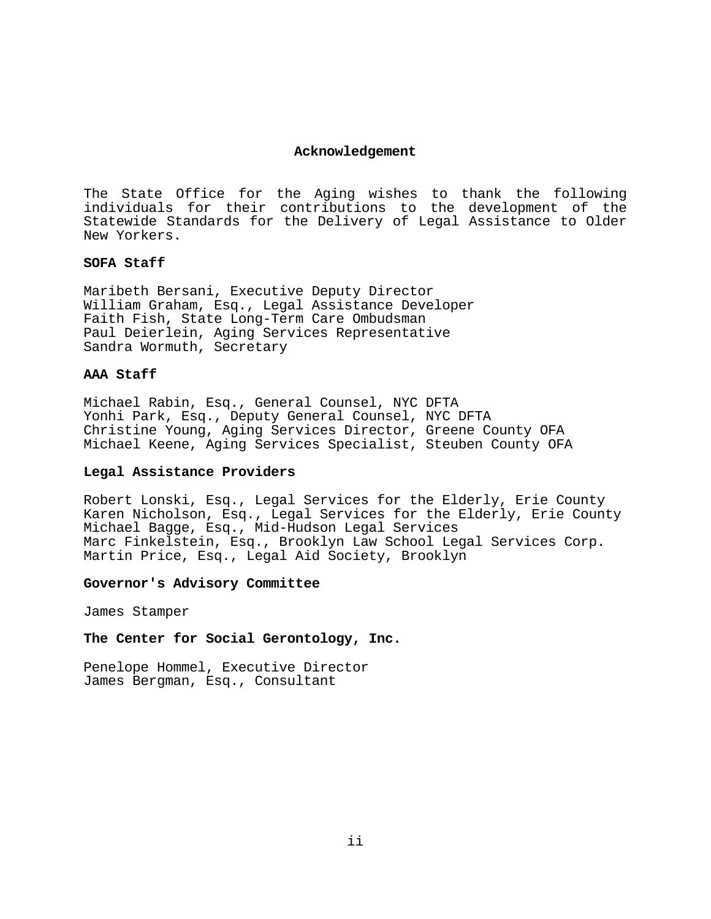## Acknowledgement

The State Office for the Aging wishes to thank the following individuals for their contributions to the development of the Statewide Standards for the Delivery of Legal Assistance to Older New Yorkers.

**SOFA Staff**

Maribeth Bersani, Executive Deputy Director
William Graham, Esq., Legal Assistance Developer
Faith Fish, State Long-Term Care Ombudsman
Paul Deierlein, Aging Services Representative
Sandra Wormuth, Secretary

**AAA Staff**

Michael Rabin, Esq., General Counsel, NYC DFTA
Yonhi Park, Esq., Deputy General Counsel, NYC DFTA
Christine Young, Aging Services Director, Greene County OFA
Michael Keene, Aging Services Specialist, Steuben County OFA

**Legal Assistance Providers**

Robert Lonski, Esq., Legal Services for the Elderly, Erie County
Karen Nicholson, Esq., Legal Services for the Elderly, Erie County
Michael Bagge, Esq., Mid-Hudson Legal Services
Marc Finkelstein, Esq., Brooklyn Law School Legal Services Corp.
Martin Price, Esq., Legal Aid Society, Brooklyn

**Governor's Advisory Committee**

James Stamper

**The Center for Social Gerontology, Inc.**

Penelope Hommel, Executive Director
James Bergman, Esq., Consultant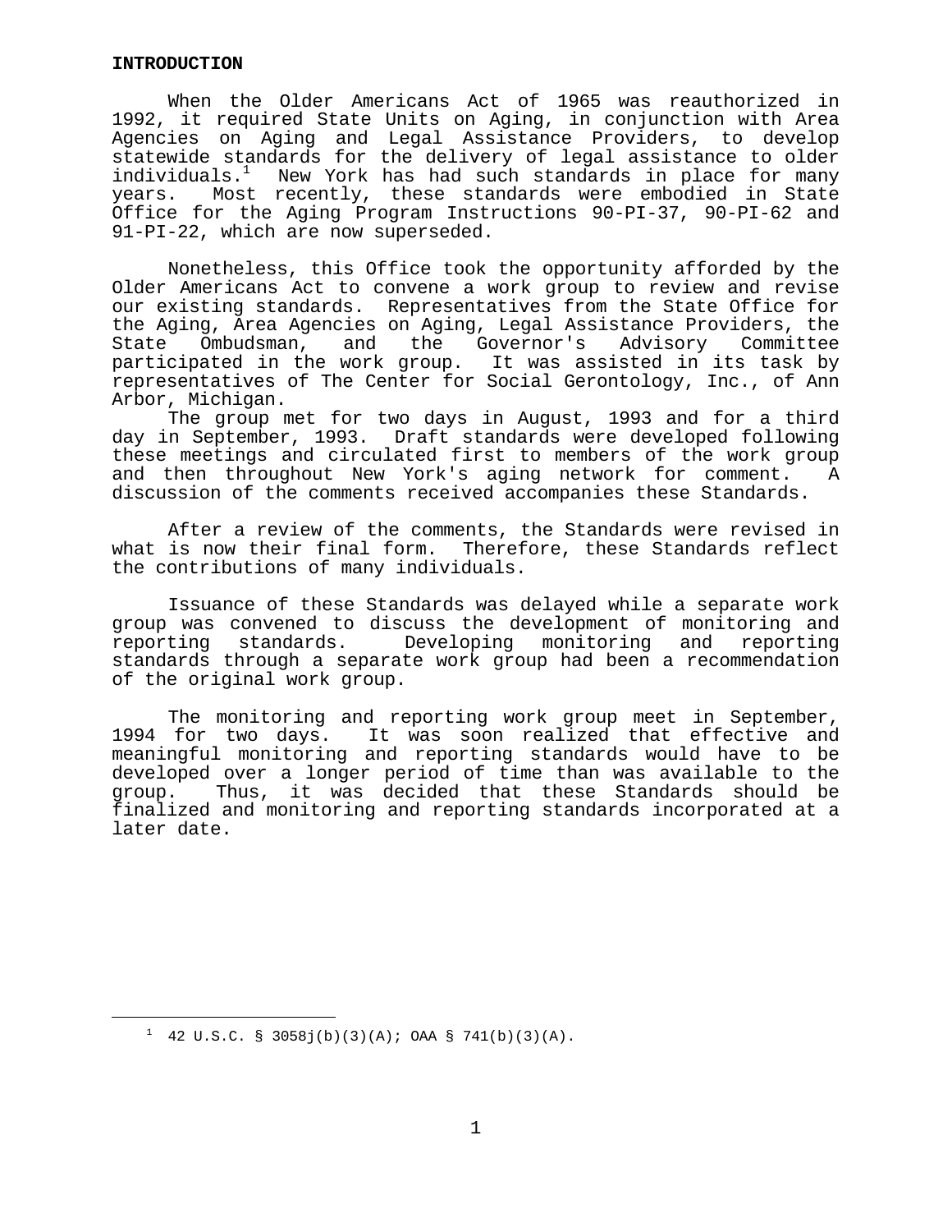## INTRODUCTION

When the Older Americans Act of 1965 was reauthorized in 1992, it required State Units on Aging, in conjunction with Area Agencies on Aging and Legal Assistance Providers, to develop statewide standards for the delivery of legal assistance to older individuals.[1] New York has had such standards in place for many years. Most recently, these standards were embodied in State Office for the Aging Program Instructions 90-PI-37, 90-PI-62 and 91-PI-22, which are now superseded.

Nonetheless, this Office took the opportunity afforded by the Older Americans Act to convene a work group to review and revise our existing standards. Representatives from the State Office for the Aging, Area Agencies on Aging, Legal Assistance Providers, the State Ombudsman, and the Governor's Advisory Committee participated in the work group. It was assisted in its task by representatives of The Center for Social Gerontology, Inc., of Ann Arbor, Michigan.

The group met for two days in August, 1993 and for a third day in September, 1993. Draft standards were developed following these meetings and circulated first to members of the work group and then throughout New York's aging network for comment. A discussion of the comments received accompanies these Standards.

After a review of the comments, the Standards were revised in what is now their final form. Therefore, these Standards reflect the contributions of many individuals.

Issuance of these Standards was delayed while a separate work group was convened to discuss the development of monitoring and reporting standards. Developing monitoring and reporting standards through a separate work group had been a recommendation of the original work group.

The monitoring and reporting work group meet in September, 1994 for two days. It was soon realized that effective and meaningful monitoring and reporting standards would have to be developed over a longer period of time than was available to the group. Thus, it was decided that these Standards should be finalized and monitoring and reporting standards incorporated at a later date.

---

[1] 42 U.S.C. § 3058j(b)(3)(A); OAA § 741(b)(3)(A).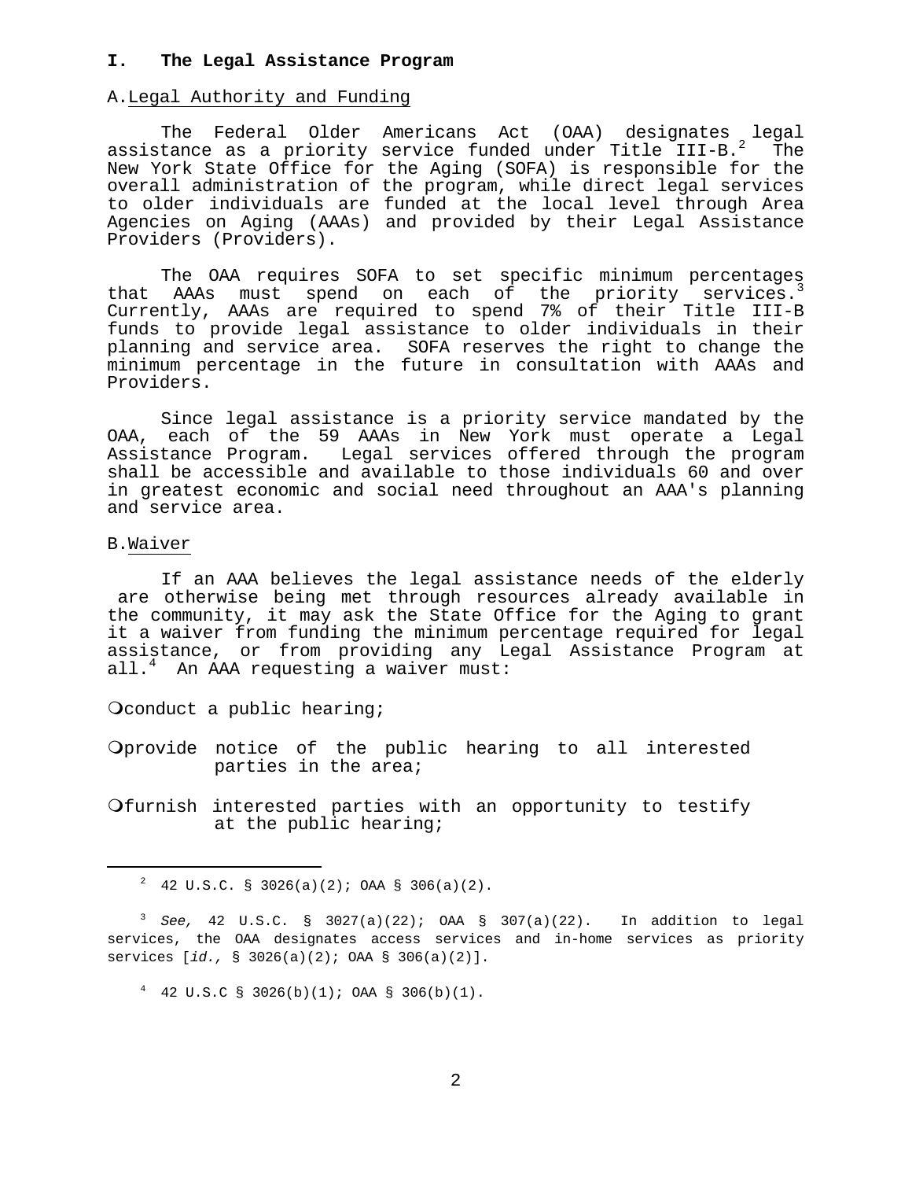## I. The Legal Assistance Program

### A. Legal Authority and Funding

The Federal Older Americans Act (OAA) designates legal assistance as a priority service funded under Title III-B.[2] The New York State Office for the Aging (SOFA) is responsible for the overall administration of the program, while direct legal services to older individuals are funded at the local level through Area Agencies on Aging (AAAs) and provided by their Legal Assistance Providers (Providers).

The OAA requires SOFA to set specific minimum percentages that AAAs must spend on each of the priority services.[3] Currently, AAAs are required to spend 7% of their Title III-B funds to provide legal assistance to older individuals in their planning and service area. SOFA reserves the right to change the minimum percentage in the future in consultation with AAAs and Providers.

Since legal assistance is a priority service mandated by the OAA, each of the 59 AAAs in New York must operate a Legal Assistance Program. Legal services offered through the program shall be accessible and available to those individuals 60 and over in greatest economic and social need throughout an AAA's planning and service area.

### B. Waiver

If an AAA believes the legal assistance needs of the elderly are otherwise being met through resources already available in the community, it may ask the State Office for the Aging to grant it a waiver from funding the minimum percentage required for legal assistance, or from providing any Legal Assistance Program at all.[4] An AAA requesting a waiver must:

- conduct a public hearing;
- provide notice of the public hearing to all interested parties in the area;
- furnish interested parties with an opportunity to testify at the public hearing;

---

[2] 42 U.S.C. § 3026(a)(2); OAA § 306(a)(2).

[3] *See,* 42 U.S.C. § 3027(a)(22); OAA § 307(a)(22). In addition to legal services, the OAA designates access services and in-home services as priority services [*id.,* § 3026(a)(2); OAA § 306(a)(2)].

[4] 42 U.S.C § 3026(b)(1); OAA § 306(b)(1).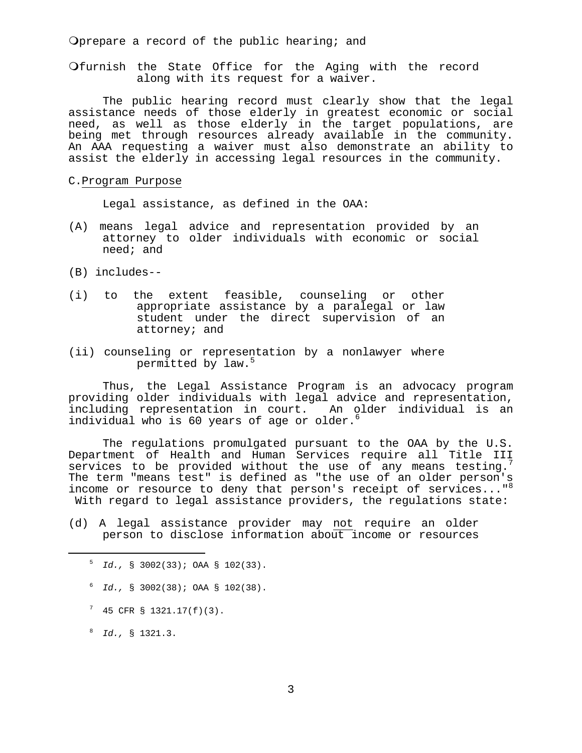- prepare a record of the public hearing; and

- furnish the State Office for the Aging with the record along with its request for a waiver.

The public hearing record must clearly show that the legal assistance needs of those elderly in greatest economic or social need, as well as those elderly in the target populations, are being met through resources already available in the community. An AAA requesting a waiver must also demonstrate an ability to assist the elderly in accessing legal resources in the community.

C. Program Purpose

Legal assistance, as defined in the OAA:

(A) means legal advice and representation provided by an attorney to older individuals with economic or social need; and

(B) includes--

(i) to the extent feasible, counseling or other appropriate assistance by a paralegal or law student under the direct supervision of an attorney; and

(ii) counseling or representation by a nonlawyer where permitted by law.[5]

Thus, the Legal Assistance Program is an advocacy program providing older individuals with legal advice and representation, including representation in court. An older individual is an individual who is 60 years of age or older.[6]

The regulations promulgated pursuant to the OAA by the U.S. Department of Health and Human Services require all Title III services to be provided without the use of any means testing.[7] The term "means test" is defined as "the use of an older person's income or resource to deny that person's receipt of services..."[8] With regard to legal assistance providers, the regulations state:

(d) A legal assistance provider may not require an older person to disclose information about income or resources

---

[5] *Id.,* § 3002(33); OAA § 102(33).

[6] *Id.,* § 3002(38); OAA § 102(38).

[7] 45 CFR § 1321.17(f)(3).

[8] *Id.,* § 1321.3.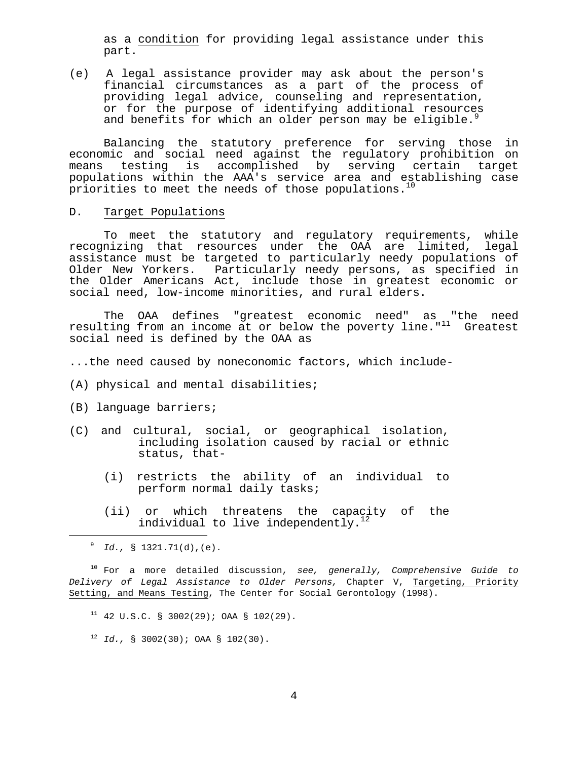as a condition for providing legal assistance under this part.

(e) A legal assistance provider may ask about the person's financial circumstances as a part of the process of providing legal advice, counseling and representation, or for the purpose of identifying additional resources and benefits for which an older person may be eligible.[9]

Balancing the statutory preference for serving those in economic and social need against the regulatory prohibition on means testing is accomplished by serving certain target populations within the AAA's service area and establishing case priorities to meet the needs of those populations.[10]

## D. Target Populations

To meet the statutory and regulatory requirements, while recognizing that resources under the OAA are limited, legal assistance must be targeted to particularly needy populations of Older New Yorkers. Particularly needy persons, as specified in the Older Americans Act, include those in greatest economic or social need, low-income minorities, and rural elders.

The OAA defines "greatest economic need" as "the need resulting from an income at or below the poverty line."[11] Greatest social need is defined by the OAA as

...the need caused by noneconomic factors, which include-

(A) physical and mental disabilities;

(B) language barriers;

(C) and cultural, social, or geographical isolation, including isolation caused by racial or ethnic status, that-

(i) restricts the ability of an individual to perform normal daily tasks;

(ii) or which threatens the capacity of the individual to live independently.[12]

---

[9] *Id.*, § 1321.71(d),(e).

[10] For a more detailed discussion, *see, generally, Comprehensive Guide to Delivery of Legal Assistance to Older Persons,* Chapter V, Targeting, Priority Setting, and Means Testing, The Center for Social Gerontology (1998).

[11] 42 U.S.C. § 3002(29); OAA § 102(29).

[12] *Id.*, § 3002(30); OAA § 102(30).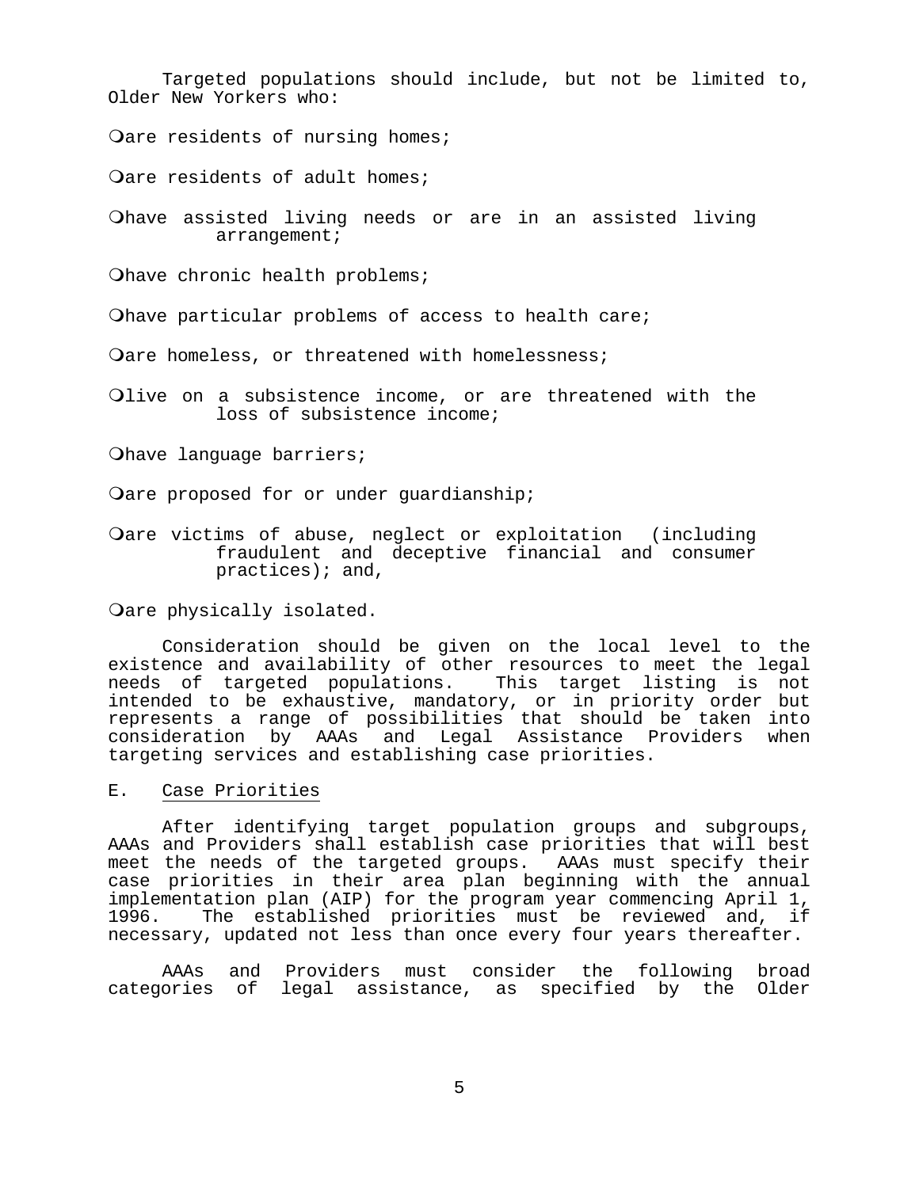Targeted populations should include, but not be limited to, Older New Yorkers who:

- are residents of nursing homes;
- are residents of adult homes;
- have assisted living needs or are in an assisted living arrangement;
- have chronic health problems;
- have particular problems of access to health care;
- are homeless, or threatened with homelessness;
- live on a subsistence income, or are threatened with the loss of subsistence income;
- have language barriers;
- are proposed for or under guardianship;
- are victims of abuse, neglect or exploitation (including fraudulent and deceptive financial and consumer practices); and,
- are physically isolated.

Consideration should be given on the local level to the existence and availability of other resources to meet the legal needs of targeted populations. This target listing is not intended to be exhaustive, mandatory, or in priority order but represents a range of possibilities that should be taken into consideration by AAAs and Legal Assistance Providers when targeting services and establishing case priorities.

## E. Case Priorities

After identifying target population groups and subgroups, AAAs and Providers shall establish case priorities that will best meet the needs of the targeted groups. AAAs must specify their case priorities in their area plan beginning with the annual implementation plan (AIP) for the program year commencing April 1, 1996. The established priorities must be reviewed and, if necessary, updated not less than once every four years thereafter.

AAAs and Providers must consider the following broad categories of legal assistance, as specified by the Older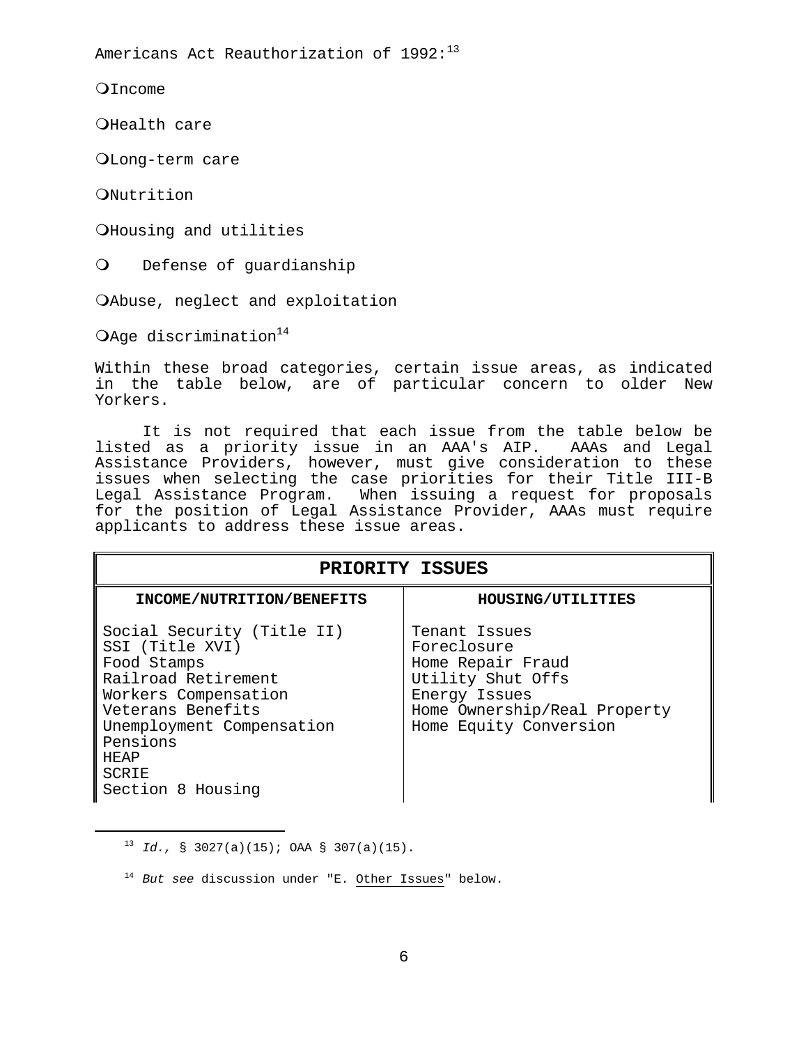Americans Act Reauthorization of 1992:[13]

- Income
- Health care
- Long-term care
- Nutrition
- Housing and utilities
- Defense of guardianship
- Abuse, neglect and exploitation
- Age discrimination[14]

Within these broad categories, certain issue areas, as indicated in the table below, are of particular concern to older New Yorkers.

It is not required that each issue from the table below be listed as a priority issue in an AAA's AIP. AAAs and Legal Assistance Providers, however, must give consideration to these issues when selecting the case priorities for their Title III-B Legal Assistance Program. When issuing a request for proposals for the position of Legal Assistance Provider, AAAs must require applicants to address these issue areas.

| **PRIORITY ISSUES** | |
|---|---|
| **INCOME/NUTRITION/BENEFITS** | **HOUSING/UTILITIES** |
| Social Security (Title II)<br>SSI (Title XVI)<br>Food Stamps<br>Railroad Retirement<br>Workers Compensation<br>Veterans Benefits<br>Unemployment Compensation<br>Pensions<br>HEAP<br>SCRIE<br>Section 8 Housing | Tenant Issues<br>Foreclosure<br>Home Repair Fraud<br>Utility Shut Offs<br>Energy Issues<br>Home Ownership/Real Property<br>Home Equity Conversion |

[13] *Id.*, § 3027(a)(15); OAA § 307(a)(15).

[14] *But see* discussion under "E. Other Issues" below.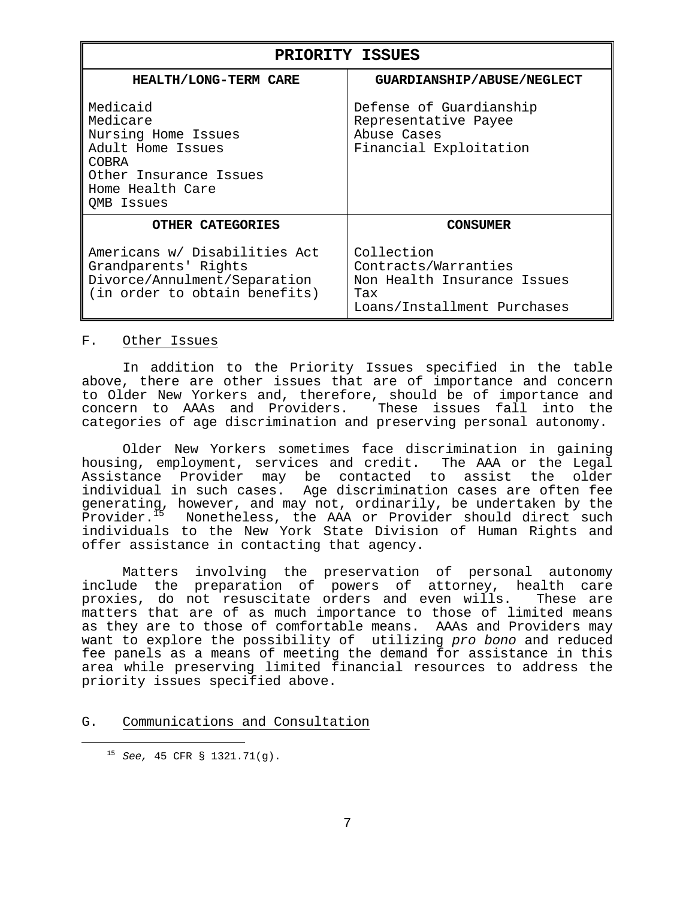| PRIORITY ISSUES | |
|---|---|
| **HEALTH/LONG-TERM CARE** | **GUARDIANSHIP/ABUSE/NEGLECT** |
| Medicaid<br>Medicare<br>Nursing Home Issues<br>Adult Home Issues<br>COBRA<br>Other Insurance Issues<br>Home Health Care<br>QMB Issues | Defense of Guardianship<br>Representative Payee<br>Abuse Cases<br>Financial Exploitation |
| **OTHER CATEGORIES** | **CONSUMER** |
| Americans w/ Disabilities Act<br>Grandparents' Rights<br>Divorce/Annulment/Separation<br>(in order to obtain benefits) | Collection<br>Contracts/Warranties<br>Non Health Insurance Issues<br>Tax<br>Loans/Installment Purchases |

## F. Other Issues

In addition to the Priority Issues specified in the table above, there are other issues that are of importance and concern to Older New Yorkers and, therefore, should be of importance and concern to AAAs and Providers. These issues fall into the categories of age discrimination and preserving personal autonomy.

Older New Yorkers sometimes face discrimination in gaining housing, employment, services and credit. The AAA or the Legal Assistance Provider may be contacted to assist the older individual in such cases. Age discrimination cases are often fee generating, however, and may not, ordinarily, be undertaken by the Provider.[15] Nonetheless, the AAA or Provider should direct such individuals to the New York State Division of Human Rights and offer assistance in contacting that agency.

Matters involving the preservation of personal autonomy include the preparation of powers of attorney, health care proxies, do not resuscitate orders and even wills. These are matters that are of as much importance to those of limited means as they are to those of comfortable means. AAAs and Providers may want to explore the possibility of utilizing *pro bono* and reduced fee panels as a means of meeting the demand for assistance in this area while preserving limited financial resources to address the priority issues specified above.

## G. Communications and Consultation

---

[15] *See,* 45 CFR § 1321.71(g).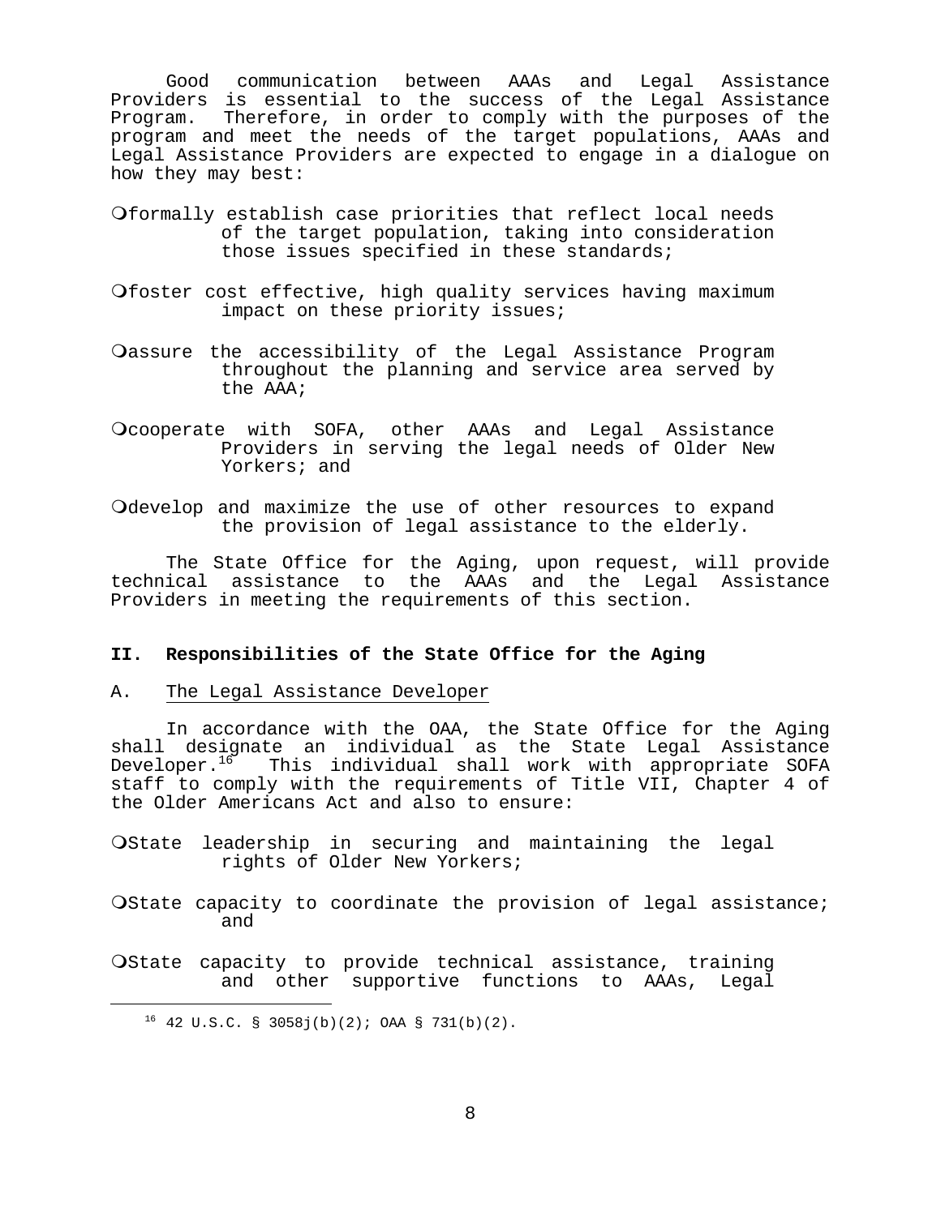Good communication between AAAs and Legal Assistance Providers is essential to the success of the Legal Assistance Program. Therefore, in order to comply with the purposes of the program and meet the needs of the target populations, AAAs and Legal Assistance Providers are expected to engage in a dialogue on how they may best:

- formally establish case priorities that reflect local needs of the target population, taking into consideration those issues specified in these standards;
- foster cost effective, high quality services having maximum impact on these priority issues;
- assure the accessibility of the Legal Assistance Program throughout the planning and service area served by the AAA;
- cooperate with SOFA, other AAAs and Legal Assistance Providers in serving the legal needs of Older New Yorkers; and
- develop and maximize the use of other resources to expand the provision of legal assistance to the elderly.

The State Office for the Aging, upon request, will provide technical assistance to the AAAs and the Legal Assistance Providers in meeting the requirements of this section.

## II. Responsibilities of the State Office for the Aging

### A. The Legal Assistance Developer

In accordance with the OAA, the State Office for the Aging shall designate an individual as the State Legal Assistance Developer.[16] This individual shall work with appropriate SOFA staff to comply with the requirements of Title VII, Chapter 4 of the Older Americans Act and also to ensure:

- State leadership in securing and maintaining the legal rights of Older New Yorkers;
- State capacity to coordinate the provision of legal assistance; and
- State capacity to provide technical assistance, training and other supportive functions to AAAs, Legal

---

[16] 42 U.S.C. § 3058j(b)(2); OAA § 731(b)(2).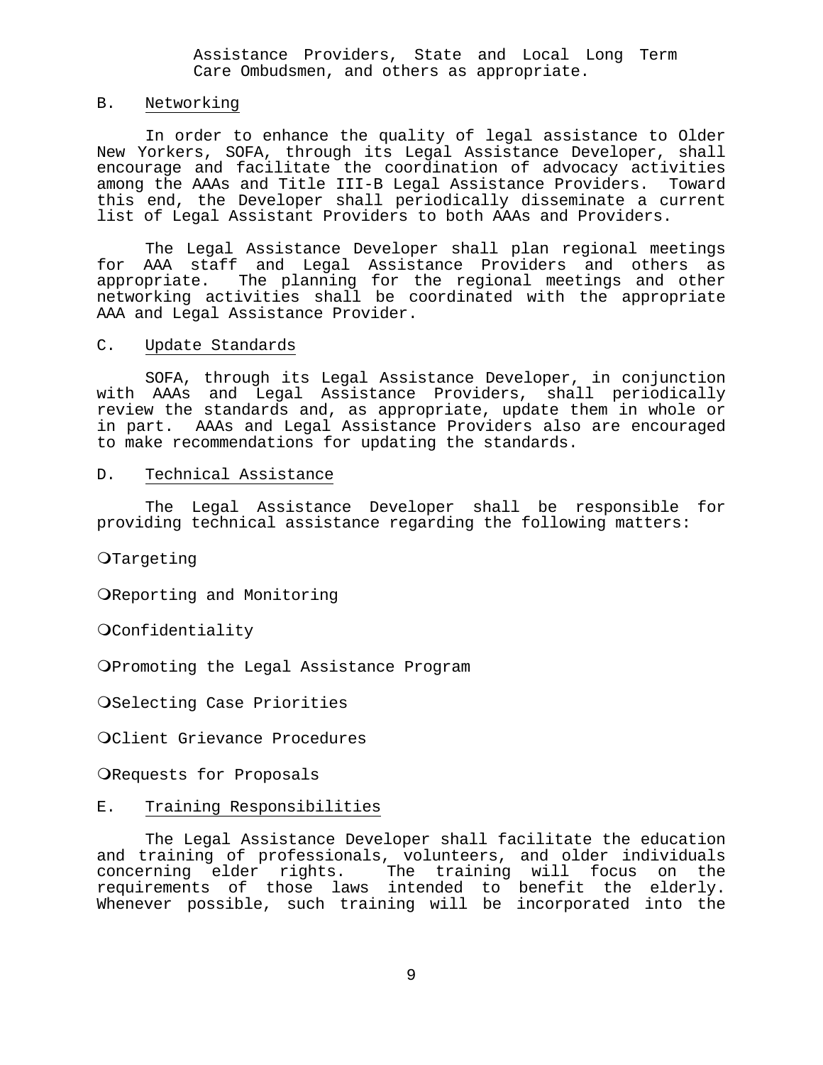Assistance Providers, State and Local Long Term Care Ombudsmen, and others as appropriate.

B. Networking

In order to enhance the quality of legal assistance to Older New Yorkers, SOFA, through its Legal Assistance Developer, shall encourage and facilitate the coordination of advocacy activities among the AAAs and Title III-B Legal Assistance Providers. Toward this end, the Developer shall periodically disseminate a current list of Legal Assistant Providers to both AAAs and Providers.

The Legal Assistance Developer shall plan regional meetings for AAA staff and Legal Assistance Providers and others as appropriate. The planning for the regional meetings and other networking activities shall be coordinated with the appropriate AAA and Legal Assistance Provider.

C. Update Standards

SOFA, through its Legal Assistance Developer, in conjunction with AAAs and Legal Assistance Providers, shall periodically review the standards and, as appropriate, update them in whole or in part. AAAs and Legal Assistance Providers also are encouraged to make recommendations for updating the standards.

D. Technical Assistance

The Legal Assistance Developer shall be responsible for providing technical assistance regarding the following matters:

- Targeting
- Reporting and Monitoring
- Confidentiality
- Promoting the Legal Assistance Program
- Selecting Case Priorities
- Client Grievance Procedures
- Requests for Proposals

E. Training Responsibilities

The Legal Assistance Developer shall facilitate the education and training of professionals, volunteers, and older individuals concerning elder rights. The training will focus on the requirements of those laws intended to benefit the elderly. Whenever possible, such training will be incorporated into the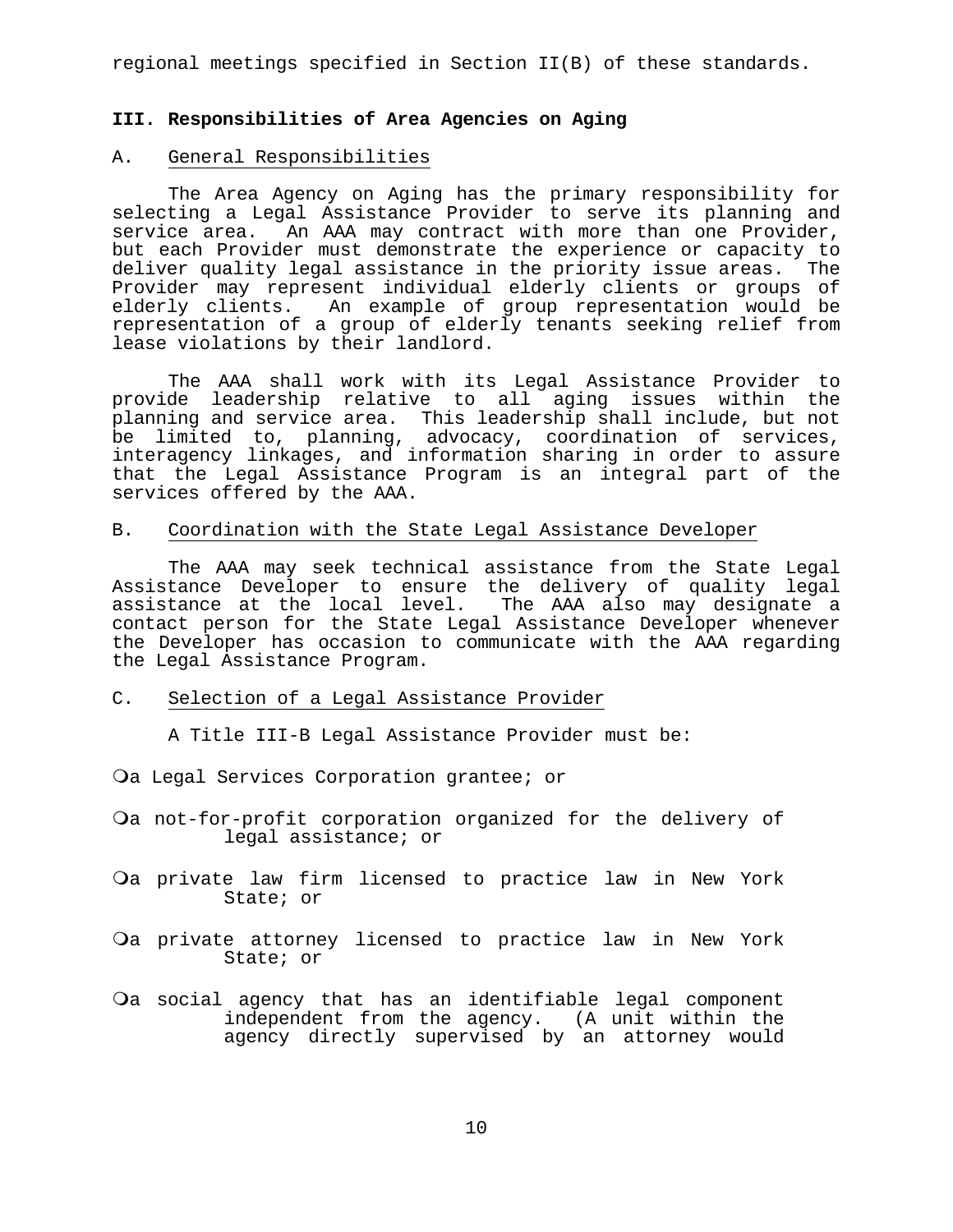regional meetings specified in Section II(B) of these standards.

## III. Responsibilities of Area Agencies on Aging

### A. General Responsibilities

The Area Agency on Aging has the primary responsibility for selecting a Legal Assistance Provider to serve its planning and service area. An AAA may contract with more than one Provider, but each Provider must demonstrate the experience or capacity to deliver quality legal assistance in the priority issue areas. The Provider may represent individual elderly clients or groups of elderly clients. An example of group representation would be representation of a group of elderly tenants seeking relief from lease violations by their landlord.

The AAA shall work with its Legal Assistance Provider to provide leadership relative to all aging issues within the planning and service area. This leadership shall include, but not be limited to, planning, advocacy, coordination of services, interagency linkages, and information sharing in order to assure that the Legal Assistance Program is an integral part of the services offered by the AAA.

### B. Coordination with the State Legal Assistance Developer

The AAA may seek technical assistance from the State Legal Assistance Developer to ensure the delivery of quality legal assistance at the local level. The AAA also may designate a contact person for the State Legal Assistance Developer whenever the Developer has occasion to communicate with the AAA regarding the Legal Assistance Program.

### C. Selection of a Legal Assistance Provider

A Title III-B Legal Assistance Provider must be:

- a Legal Services Corporation grantee; or
- a not-for-profit corporation organized for the delivery of legal assistance; or
- a private law firm licensed to practice law in New York State; or
- a private attorney licensed to practice law in New York State; or
- a social agency that has an identifiable legal component independent from the agency. (A unit within the agency directly supervised by an attorney would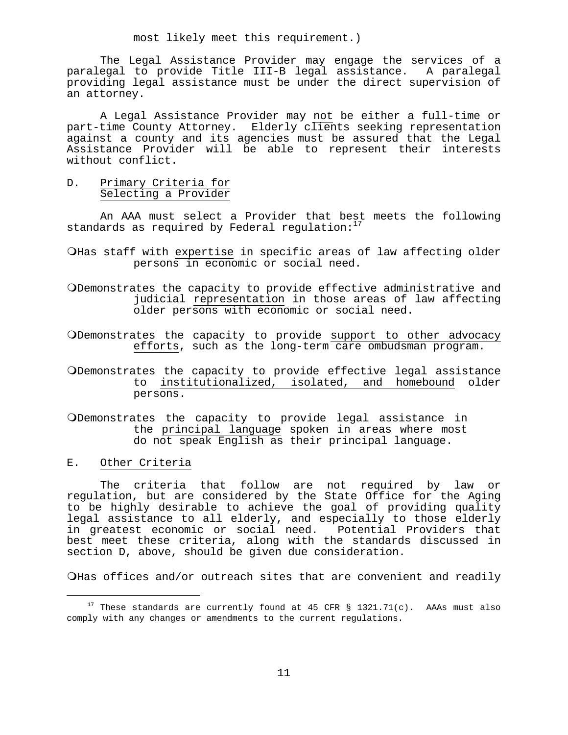most likely meet this requirement.)

The Legal Assistance Provider may engage the services of a paralegal to provide Title III-B legal assistance. A paralegal providing legal assistance must be under the direct supervision of an attorney.

A Legal Assistance Provider may not be either a full-time or part-time County Attorney. Elderly clients seeking representation against a county and its agencies must be assured that the Legal Assistance Provider will be able to represent their interests without conflict.

## D. Primary Criteria for Selecting a Provider

An AAA must select a Provider that best meets the following standards as required by Federal regulation:[17]

- Has staff with expertise in specific areas of law affecting older persons in economic or social need.
- Demonstrates the capacity to provide effective administrative and judicial representation in those areas of law affecting older persons with economic or social need.
- Demonstrates the capacity to provide support to other advocacy efforts, such as the long-term care ombudsman program.
- Demonstrates the capacity to provide effective legal assistance to institutionalized, isolated, and homebound older persons.
- Demonstrates the capacity to provide legal assistance in the principal language spoken in areas where most do not speak English as their principal language.

## E. Other Criteria

The criteria that follow are not required by law or regulation, but are considered by the State Office for the Aging to be highly desirable to achieve the goal of providing quality legal assistance to all elderly, and especially to those elderly in greatest economic or social need. Potential Providers that best meet these criteria, along with the standards discussed in section D, above, should be given due consideration.

- Has offices and/or outreach sites that are convenient and readily

[17] These standards are currently found at 45 CFR § 1321.71(c). AAAs must also comply with any changes or amendments to the current regulations.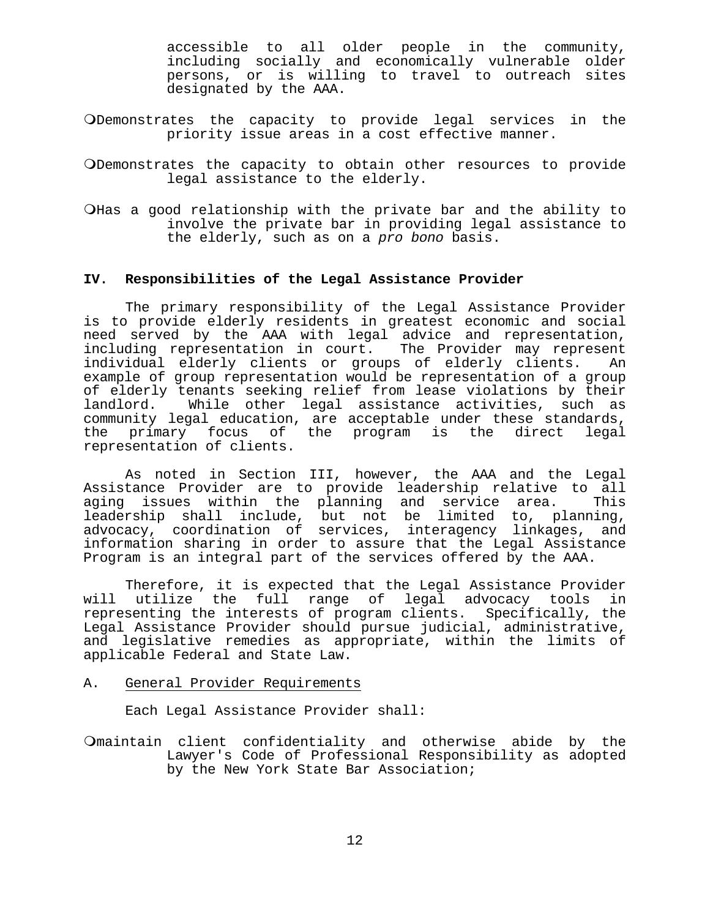accessible to all older people in the community, including socially and economically vulnerable older persons, or is willing to travel to outreach sites designated by the AAA.

- Demonstrates the capacity to provide legal services in the priority issue areas in a cost effective manner.

- Demonstrates the capacity to obtain other resources to provide legal assistance to the elderly.

- Has a good relationship with the private bar and the ability to involve the private bar in providing legal assistance to the elderly, such as on a *pro bono* basis.

## IV. Responsibilities of the Legal Assistance Provider

The primary responsibility of the Legal Assistance Provider is to provide elderly residents in greatest economic and social need served by the AAA with legal advice and representation, including representation in court. The Provider may represent individual elderly clients or groups of elderly clients. An example of group representation would be representation of a group of elderly tenants seeking relief from lease violations by their landlord. While other legal assistance activities, such as community legal education, are acceptable under these standards, the primary focus of the program is the direct legal representation of clients.

As noted in Section III, however, the AAA and the Legal Assistance Provider are to provide leadership relative to all aging issues within the planning and service area. This leadership shall include, but not be limited to, planning, advocacy, coordination of services, interagency linkages, and information sharing in order to assure that the Legal Assistance Program is an integral part of the services offered by the AAA.

Therefore, it is expected that the Legal Assistance Provider will utilize the full range of legal advocacy tools in representing the interests of program clients. Specifically, the Legal Assistance Provider should pursue judicial, administrative, and legislative remedies as appropriate, within the limits of applicable Federal and State Law.

A. General Provider Requirements

Each Legal Assistance Provider shall:

- maintain client confidentiality and otherwise abide by the Lawyer's Code of Professional Responsibility as adopted by the New York State Bar Association;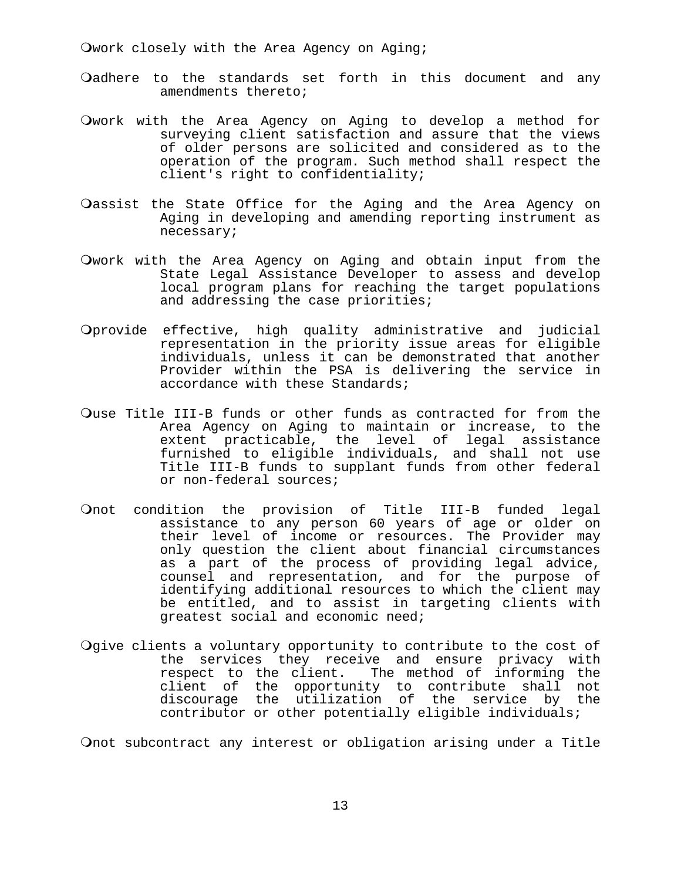- work closely with the Area Agency on Aging;

- adhere to the standards set forth in this document and any amendments thereto;

- work with the Area Agency on Aging to develop a method for surveying client satisfaction and assure that the views of older persons are solicited and considered as to the operation of the program. Such method shall respect the client's right to confidentiality;

- assist the State Office for the Aging and the Area Agency on Aging in developing and amending reporting instrument as necessary;

- work with the Area Agency on Aging and obtain input from the State Legal Assistance Developer to assess and develop local program plans for reaching the target populations and addressing the case priorities;

- provide effective, high quality administrative and judicial representation in the priority issue areas for eligible individuals, unless it can be demonstrated that another Provider within the PSA is delivering the service in accordance with these Standards;

- use Title III-B funds or other funds as contracted for from the Area Agency on Aging to maintain or increase, to the extent practicable, the level of legal assistance furnished to eligible individuals, and shall not use Title III-B funds to supplant funds from other federal or non-federal sources;

- not condition the provision of Title III-B funded legal assistance to any person 60 years of age or older on their level of income or resources. The Provider may only question the client about financial circumstances as a part of the process of providing legal advice, counsel and representation, and for the purpose of identifying additional resources to which the client may be entitled, and to assist in targeting clients with greatest social and economic need;

- give clients a voluntary opportunity to contribute to the cost of the services they receive and ensure privacy with respect to the client. The method of informing the client of the opportunity to contribute shall not discourage the utilization of the service by the contributor or other potentially eligible individuals;

- not subcontract any interest or obligation arising under a Title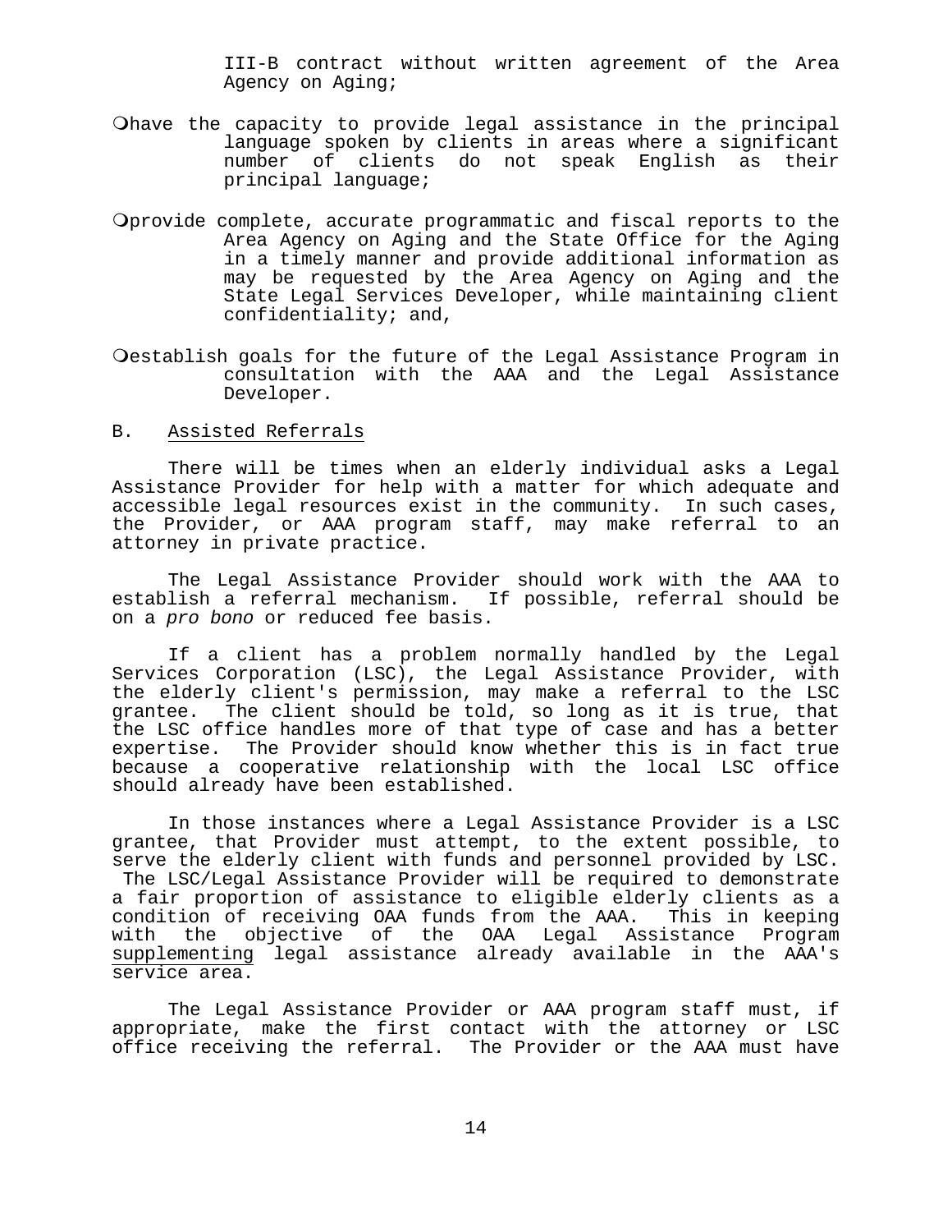III-B contract without written agreement of the Area Agency on Aging;

- have the capacity to provide legal assistance in the principal language spoken by clients in areas where a significant number of clients do not speak English as their principal language;

- provide complete, accurate programmatic and fiscal reports to the Area Agency on Aging and the State Office for the Aging in a timely manner and provide additional information as may be requested by the Area Agency on Aging and the State Legal Services Developer, while maintaining client confidentiality; and,

- establish goals for the future of the Legal Assistance Program in consultation with the AAA and the Legal Assistance Developer.

B. Assisted Referrals

There will be times when an elderly individual asks a Legal Assistance Provider for help with a matter for which adequate and accessible legal resources exist in the community. In such cases, the Provider, or AAA program staff, may make referral to an attorney in private practice.

The Legal Assistance Provider should work with the AAA to establish a referral mechanism. If possible, referral should be on a *pro bono* or reduced fee basis.

If a client has a problem normally handled by the Legal Services Corporation (LSC), the Legal Assistance Provider, with the elderly client's permission, may make a referral to the LSC grantee. The client should be told, so long as it is true, that the LSC office handles more of that type of case and has a better expertise. The Provider should know whether this is in fact true because a cooperative relationship with the local LSC office should already have been established.

In those instances where a Legal Assistance Provider is a LSC grantee, that Provider must attempt, to the extent possible, to serve the elderly client with funds and personnel provided by LSC. The LSC/Legal Assistance Provider will be required to demonstrate a fair proportion of assistance to eligible elderly clients as a condition of receiving OAA funds from the AAA. This in keeping with the objective of the OAA Legal Assistance Program supplementing legal assistance already available in the AAA's service area.

The Legal Assistance Provider or AAA program staff must, if appropriate, make the first contact with the attorney or LSC office receiving the referral. The Provider or the AAA must have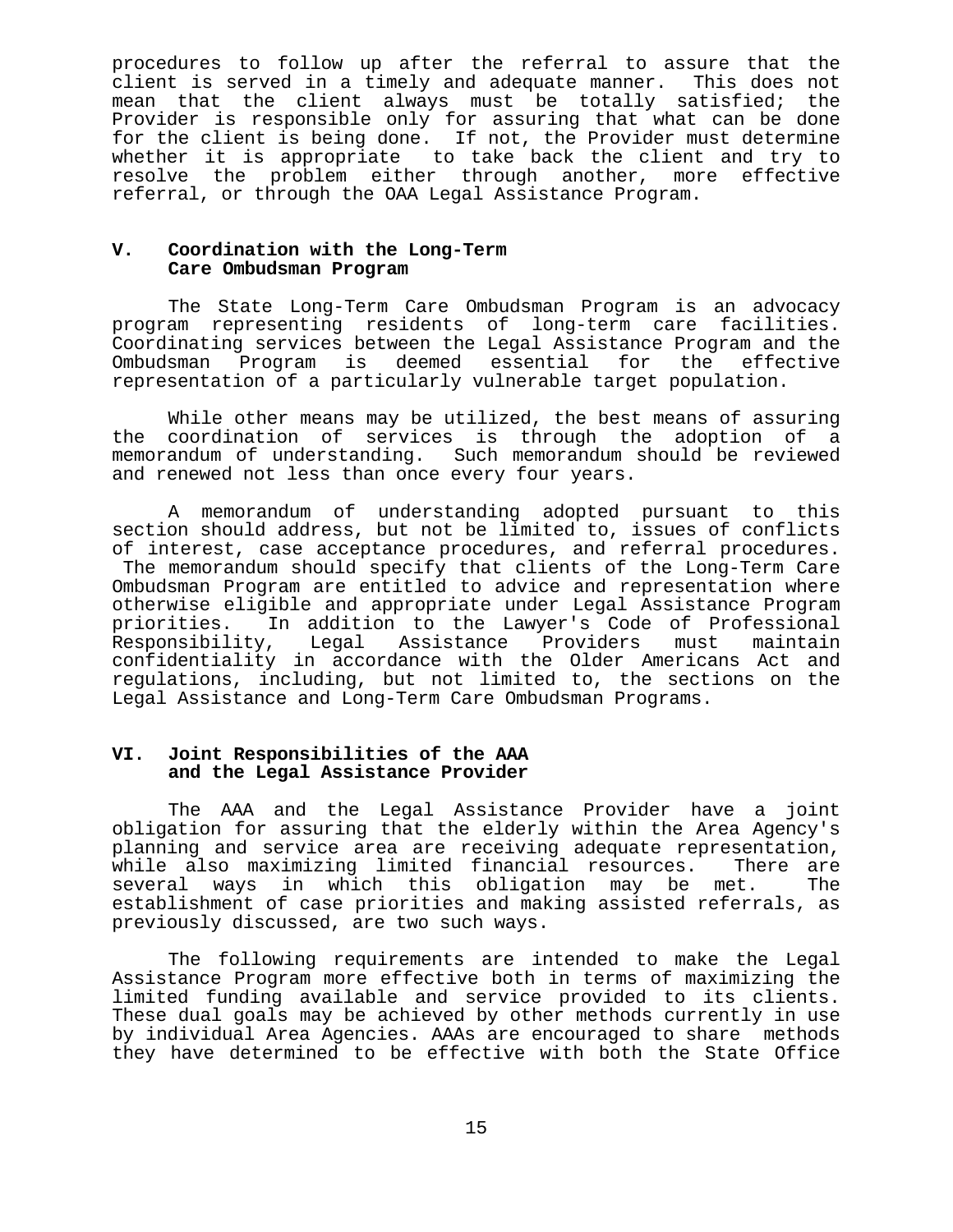procedures to follow up after the referral to assure that the client is served in a timely and adequate manner. This does not mean that the client always must be totally satisfied; the Provider is responsible only for assuring that what can be done for the client is being done. If not, the Provider must determine whether it is appropriate to take back the client and try to resolve the problem either through another, more effective referral, or through the OAA Legal Assistance Program.

## V. Coordination with the Long-Term Care Ombudsman Program

The State Long-Term Care Ombudsman Program is an advocacy program representing residents of long-term care facilities. Coordinating services between the Legal Assistance Program and the Ombudsman Program is deemed essential for the effective representation of a particularly vulnerable target population.

While other means may be utilized, the best means of assuring the coordination of services is through the adoption of a memorandum of understanding. Such memorandum should be reviewed and renewed not less than once every four years.

A memorandum of understanding adopted pursuant to this section should address, but not be limited to, issues of conflicts of interest, case acceptance procedures, and referral procedures. The memorandum should specify that clients of the Long-Term Care Ombudsman Program are entitled to advice and representation where otherwise eligible and appropriate under Legal Assistance Program priorities. In addition to the Lawyer's Code of Professional Responsibility, Legal Assistance Providers must maintain confidentiality in accordance with the Older Americans Act and regulations, including, but not limited to, the sections on the Legal Assistance and Long-Term Care Ombudsman Programs.

## VI. Joint Responsibilities of the AAA and the Legal Assistance Provider

The AAA and the Legal Assistance Provider have a joint obligation for assuring that the elderly within the Area Agency's planning and service area are receiving adequate representation, while also maximizing limited financial resources. There are several ways in which this obligation may be met. The establishment of case priorities and making assisted referrals, as previously discussed, are two such ways.

The following requirements are intended to make the Legal Assistance Program more effective both in terms of maximizing the limited funding available and service provided to its clients. These dual goals may be achieved by other methods currently in use by individual Area Agencies. AAAs are encouraged to share methods they have determined to be effective with both the State Office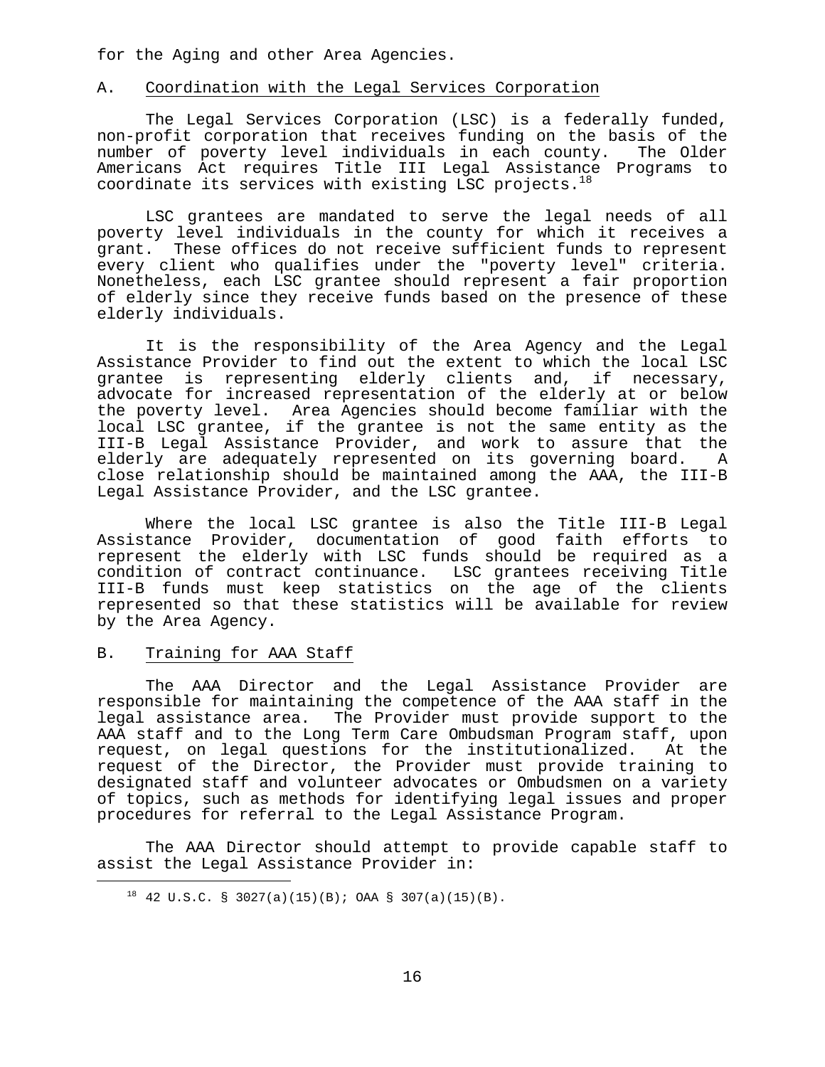for the Aging and other Area Agencies.

## A. Coordination with the Legal Services Corporation

The Legal Services Corporation (LSC) is a federally funded, non-profit corporation that receives funding on the basis of the number of poverty level individuals in each county. The Older Americans Act requires Title III Legal Assistance Programs to coordinate its services with existing LSC projects.[18]

LSC grantees are mandated to serve the legal needs of all poverty level individuals in the county for which it receives a grant. These offices do not receive sufficient funds to represent every client who qualifies under the "poverty level" criteria. Nonetheless, each LSC grantee should represent a fair proportion of elderly since they receive funds based on the presence of these elderly individuals.

It is the responsibility of the Area Agency and the Legal Assistance Provider to find out the extent to which the local LSC grantee is representing elderly clients and, if necessary, advocate for increased representation of the elderly at or below the poverty level. Area Agencies should become familiar with the local LSC grantee, if the grantee is not the same entity as the III-B Legal Assistance Provider, and work to assure that the elderly are adequately represented on its governing board. A close relationship should be maintained among the AAA, the III-B Legal Assistance Provider, and the LSC grantee.

Where the local LSC grantee is also the Title III-B Legal Assistance Provider, documentation of good faith efforts to represent the elderly with LSC funds should be required as a condition of contract continuance. LSC grantees receiving Title III-B funds must keep statistics on the age of the clients represented so that these statistics will be available for review by the Area Agency.

## B. Training for AAA Staff

The AAA Director and the Legal Assistance Provider are responsible for maintaining the competence of the AAA staff in the legal assistance area. The Provider must provide support to the AAA staff and to the Long Term Care Ombudsman Program staff, upon request, on legal questions for the institutionalized. At the request of the Director, the Provider must provide training to designated staff and volunteer advocates or Ombudsmen on a variety of topics, such as methods for identifying legal issues and proper procedures for referral to the Legal Assistance Program.

The AAA Director should attempt to provide capable staff to assist the Legal Assistance Provider in:

---

[18] 42 U.S.C. § 3027(a)(15)(B); OAA § 307(a)(15)(B).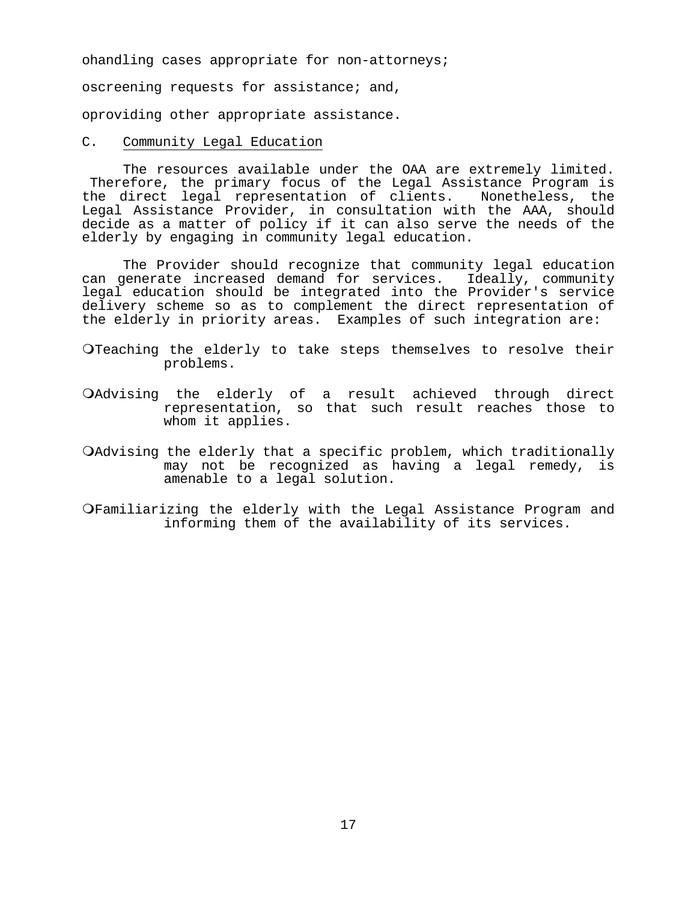- handling cases appropriate for non-attorneys;
- screening requests for assistance; and,
- providing other appropriate assistance.

C. Community Legal Education

The resources available under the OAA are extremely limited. Therefore, the primary focus of the Legal Assistance Program is the direct legal representation of clients. Nonetheless, the Legal Assistance Provider, in consultation with the AAA, should decide as a matter of policy if it can also serve the needs of the elderly by engaging in community legal education.

The Provider should recognize that community legal education can generate increased demand for services. Ideally, community legal education should be integrated into the Provider's service delivery scheme so as to complement the direct representation of the elderly in priority areas. Examples of such integration are:

- Teaching the elderly to take steps themselves to resolve their problems.
- Advising the elderly of a result achieved through direct representation, so that such result reaches those to whom it applies.
- Advising the elderly that a specific problem, which traditionally may not be recognized as having a legal remedy, is amenable to a legal solution.
- Familiarizing the elderly with the Legal Assistance Program and informing them of the availability of its services.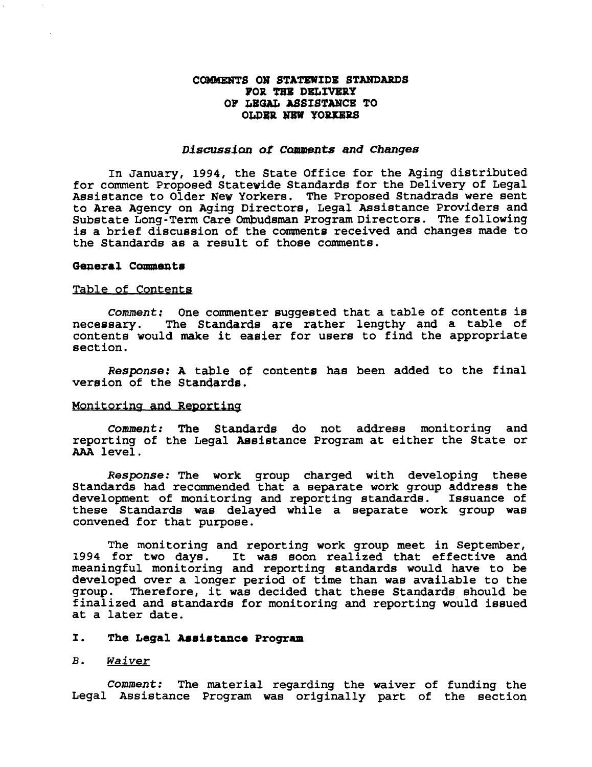# COMMENTS ON STATEWIDE STANDARDS FOR THE DELIVERY OF LEGAL ASSISTANCE TO OLDER NEW YORKERS

*Discussion of Comments and Changes*

In January, 1994, the State Office for the Aging distributed for comment Proposed Statewide Standards for the Delivery of Legal Assistance to Older New Yorkers. The Proposed Stnadrads were sent to Area Agency on Aging Directors, Legal Assistance Providers and Substate Long-Term Care Ombudsman Program Directors. The following is a brief discussion of the comments received and changes made to the Standards as a result of those comments.

**General Comments**

Table of Contents

*Comment:* One commenter suggested that a table of contents is necessary. The Standards are rather lengthy and a table of contents would make it easier for users to find the appropriate section.

*Response:* A table of contents has been added to the final version of the Standards.

Monitoring and Reporting

*Comment:* The Standards do not address monitoring and reporting of the Legal Assistance Program at either the State or AAA level.

*Response:* The work group charged with developing these Standards had recommended that a separate work group address the development of monitoring and reporting standards. Issuance of these Standards was delayed while a separate work group was convened for that purpose.

The monitoring and reporting work group meet in September, 1994 for two days. It was soon realized that effective and meaningful monitoring and reporting standards would have to be developed over a longer period of time than was available to the group. Therefore, it was decided that these Standards should be finalized and standards for monitoring and reporting would issued at a later date.

**I. The Legal Assistance Program**

B. *Waiver*

*Comment:* The material regarding the waiver of funding the Legal Assistance Program was originally part of the section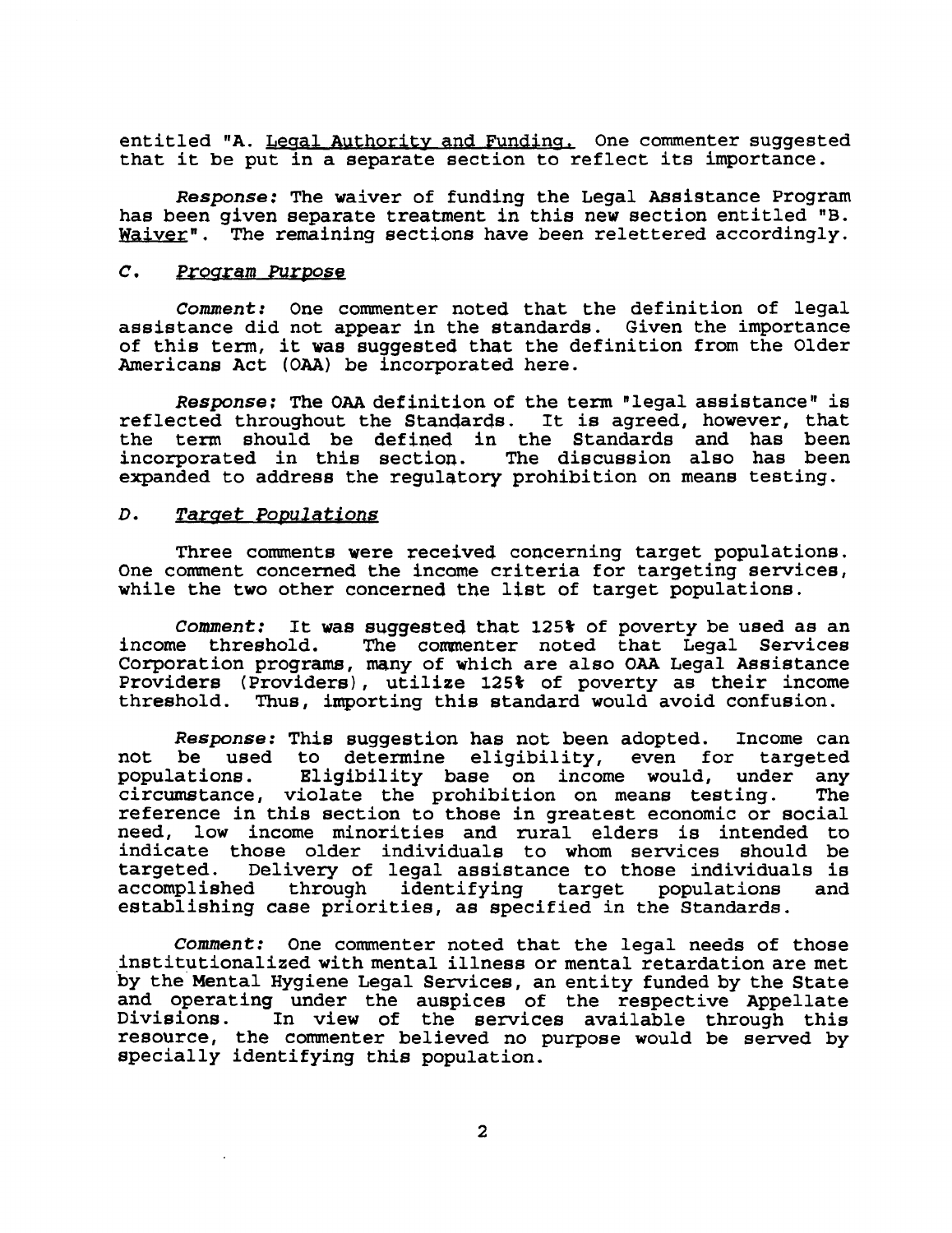entitled "A. Legal Authority and Funding. One commenter suggested that it be put in a separate section to reflect its importance.

*Response:* The waiver of funding the Legal Assistance Program has been given separate treatment in this new section entitled "B. Waiver". The remaining sections have been relettered accordingly.

### *C. Program Purpose*

*Comment:* One commenter noted that the definition of legal assistance did not appear in the standards. Given the importance of this term, it was suggested that the definition from the Older Americans Act (OAA) be incorporated here.

*Response:* The OAA definition of the term "legal assistance" is reflected throughout the Standards. It is agreed, however, that the term should be defined in the Standards and has been incorporated in this section. The discussion also has been expanded to address the regulatory prohibition on means testing.

### *D. Target Populations*

Three comments were received concerning target populations. One comment concerned the income criteria for targeting services, while the two other concerned the list of target populations.

*Comment:* It was suggested that 125% of poverty be used as an income threshold. The commenter noted that Legal Services Corporation programs, many of which are also OAA Legal Assistance Providers (Providers), utilize 125% of poverty as their income threshold. Thus, importing this standard would avoid confusion.

*Response:* This suggestion has not been adopted. Income can not be used to determine eligibility, even for targeted populations. Eligibility base on income would, under any circumstance, violate the prohibition on means testing. The reference in this section to those in greatest economic or social need, low income minorities and rural elders is intended to indicate those older individuals to whom services should be targeted. Delivery of legal assistance to those individuals is accomplished through identifying target populations and establishing case priorities, as specified in the Standards.

*Comment:* One commenter noted that the legal needs of those institutionalized with mental illness or mental retardation are met by the Mental Hygiene Legal Services, an entity funded by the State and operating under the auspices of the respective Appellate Divisions. In view of the services available through this resource, the commenter believed no purpose would be served by specially identifying this population.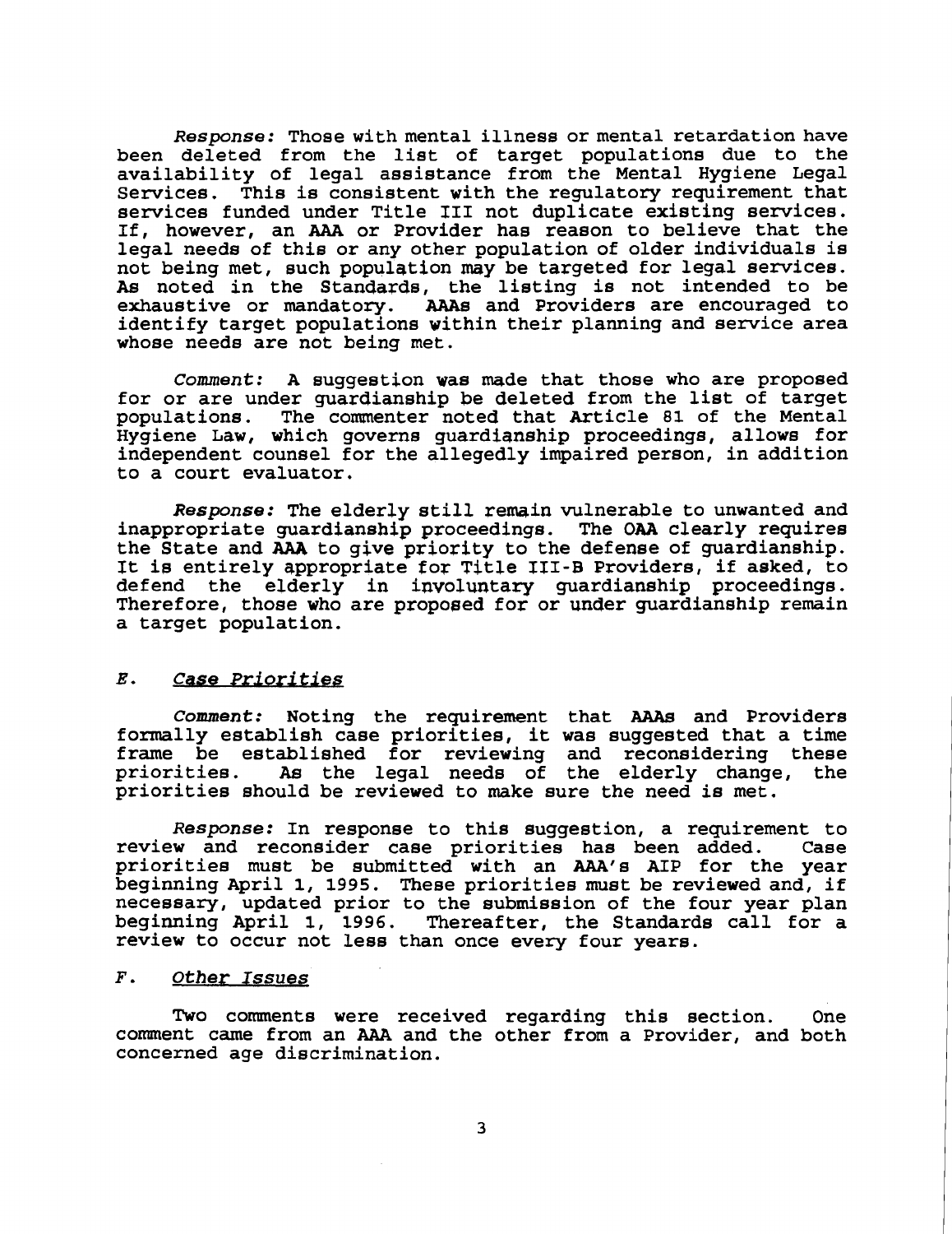*Response:* Those with mental illness or mental retardation have been deleted from the list of target populations due to the availability of legal assistance from the Mental Hygiene Legal Services. This is consistent with the regulatory requirement that services funded under Title III not duplicate existing services. If, however, an AAA or Provider has reason to believe that the legal needs of this or any other population of older individuals is not being met, such population may be targeted for legal services. As noted in the Standards, the listing is not intended to be exhaustive or mandatory. AAAs and Providers are encouraged to identify target populations within their planning and service area whose needs are not being met.

*Comment:* A suggestion was made that those who are proposed for or are under guardianship be deleted from the list of target populations. The commenter noted that Article 81 of the Mental Hygiene Law, which governs guardianship proceedings, allows for independent counsel for the allegedly impaired person, in addition to a court evaluator.

*Response:* The elderly still remain vulnerable to unwanted and inappropriate guardianship proceedings. The OAA clearly requires the State and AAA to give priority to the defense of guardianship. It is entirely appropriate for Title III-B Providers, if asked, to defend the elderly in involuntary guardianship proceedings. Therefore, those who are proposed for or under guardianship remain a target population.

### *E. Case Priorities*

*Comment:* Noting the requirement that AAAs and Providers formally establish case priorities, it was suggested that a time frame be established for reviewing and reconsidering these priorities. As the legal needs of the elderly change, the priorities should be reviewed to make sure the need is met.

*Response:* In response to this suggestion, a requirement to review and reconsider case priorities has been added. Case priorities must be submitted with an AAA's AIP for the year beginning April 1, 1995. These priorities must be reviewed and, if necessary, updated prior to the submission of the four year plan beginning April 1, 1996. Thereafter, the Standards call for a review to occur not less than once every four years.

### *F. Other Issues*

Two comments were received regarding this section. One comment came from an AAA and the other from a Provider, and both concerned age discrimination.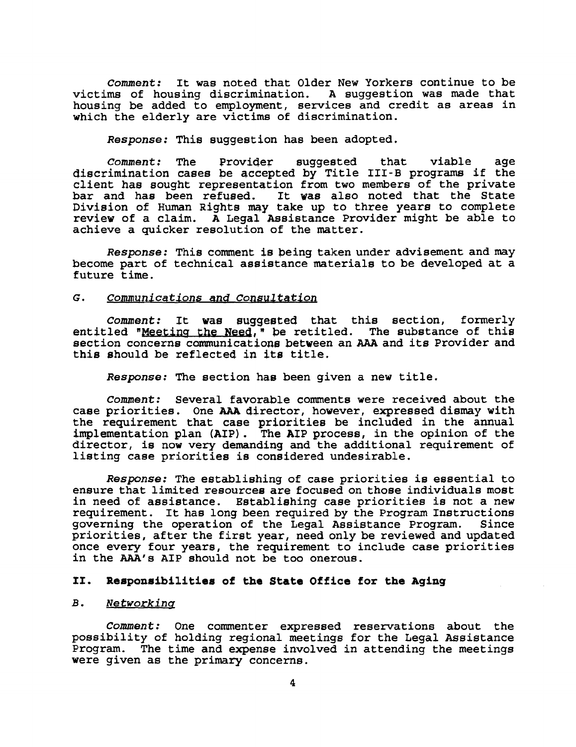*Comment:* It was noted that Older New Yorkers continue to be victims of housing discrimination. A suggestion was made that housing be added to employment, services and credit as areas in which the elderly are victims of discrimination.

*Response:* This suggestion has been adopted.

*Comment:* The Provider suggested that viable age discrimination cases be accepted by Title III-B programs if the client has sought representation from two members of the private bar and has been refused. It was also noted that the State Division of Human Rights may take up to three years to complete review of a claim. A Legal Assistance Provider might be able to achieve a quicker resolution of the matter.

*Response:* This comment is being taken under advisement and may become part of technical assistance materials to be developed at a future time.

### G. *Communications and Consultation*

*Comment:* It was suggested that this section, formerly entitled "Meeting the Need," be retitled. The substance of this section concerns communications between an AAA and its Provider and this should be reflected in its title.

*Response:* The section has been given a new title.

*Comment:* Several favorable comments were received about the case priorities. One AAA director, however, expressed dismay with the requirement that case priorities be included in the annual implementation plan (AIP). The AIP process, in the opinion of the director, is now very demanding and the additional requirement of listing case priorities is considered undesirable.

*Response:* The establishing of case priorities is essential to ensure that limited resources are focused on those individuals most in need of assistance. Establishing case priorities is not a new requirement. It has long been required by the Program Instructions governing the operation of the Legal Assistance Program. Since priorities, after the first year, need only be reviewed and updated once every four years, the requirement to include case priorities in the AAA's AIP should not be too onerous.

## II. Responsibilities of the State Office for the Aging

### B. *Networking*

*Comment:* One commenter expressed reservations about the possibility of holding regional meetings for the Legal Assistance Program. The time and expense involved in attending the meetings were given as the primary concerns.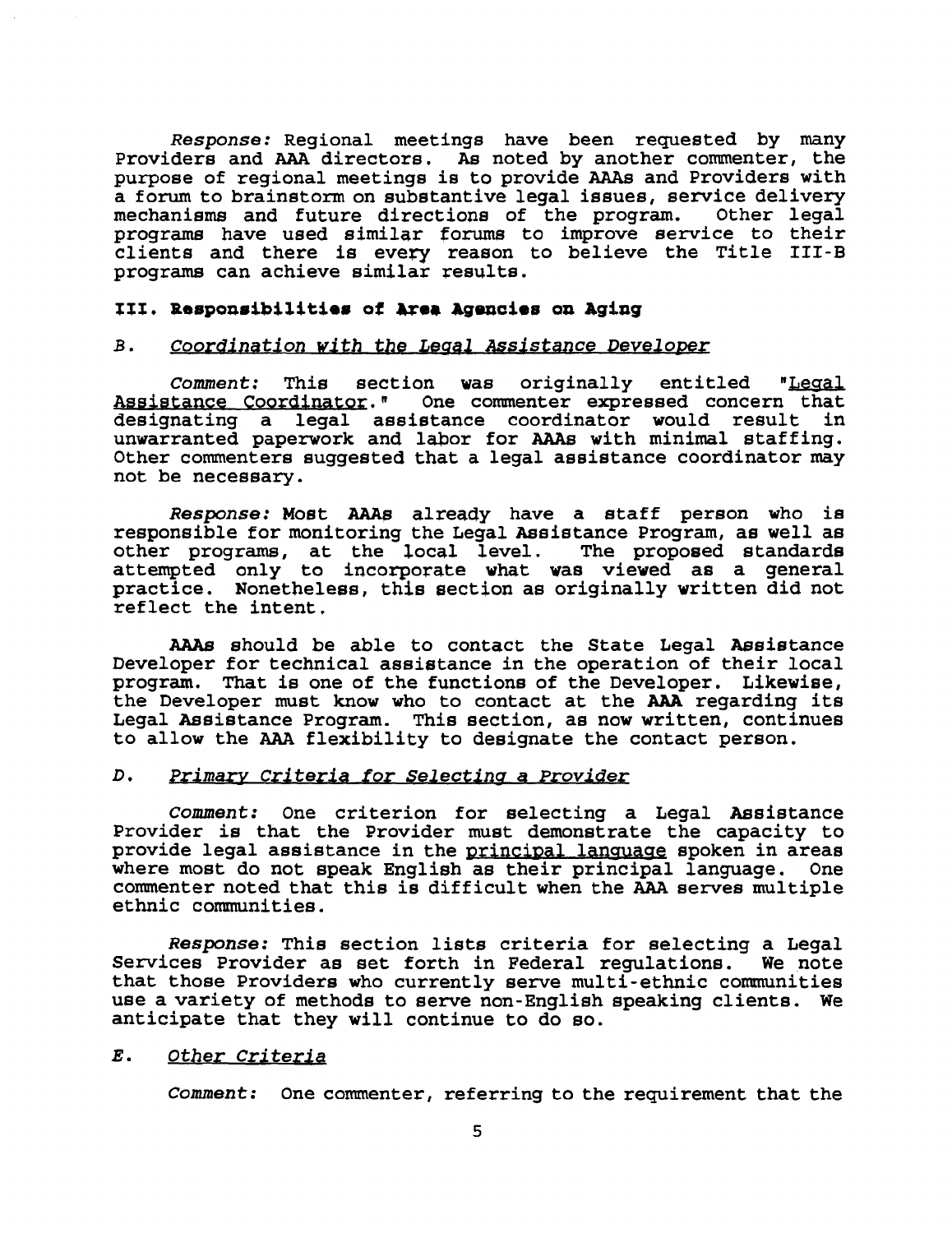*Response:* Regional meetings have been requested by many Providers and AAA directors. As noted by another commenter, the purpose of regional meetings is to provide AAAs and Providers with a forum to brainstorm on substantive legal issues, service delivery mechanisms and future directions of the program. Other legal programs have used similar forums to improve service to their clients and there is every reason to believe the Title III-B programs can achieve similar results.

## III. Responsibilities of Area Agencies on Aging

### B. *Coordination with the Legal Assistance Developer*

*Comment:* This section was originally entitled "Legal Assistance Coordinator." One commenter expressed concern that designating a legal assistance coordinator would result in unwarranted paperwork and labor for AAAs with minimal staffing. Other commenters suggested that a legal assistance coordinator may not be necessary.

*Response:* Most AAAs already have a staff person who is responsible for monitoring the Legal Assistance Program, as well as other programs, at the local level. The proposed standards attempted only to incorporate what was viewed as a general practice. Nonetheless, this section as originally written did not reflect the intent.

AAAs should be able to contact the State Legal Assistance Developer for technical assistance in the operation of their local program. That is one of the functions of the Developer. Likewise, the Developer must know who to contact at the AAA regarding its Legal Assistance Program. This section, as now written, continues to allow the AAA flexibility to designate the contact person.

### D. *Primary Criteria for Selecting a Provider*

*Comment:* One criterion for selecting a Legal Assistance Provider is that the Provider must demonstrate the capacity to provide legal assistance in the principal language spoken in areas where most do not speak English as their principal language. One commenter noted that this is difficult when the AAA serves multiple ethnic communities.

*Response:* This section lists criteria for selecting a Legal Services Provider as set forth in Federal regulations. We note that those Providers who currently serve multi-ethnic communities use a variety of methods to serve non-English speaking clients. We anticipate that they will continue to do so.

### E. *Other Criteria*

*Comment:* One commenter, referring to the requirement that the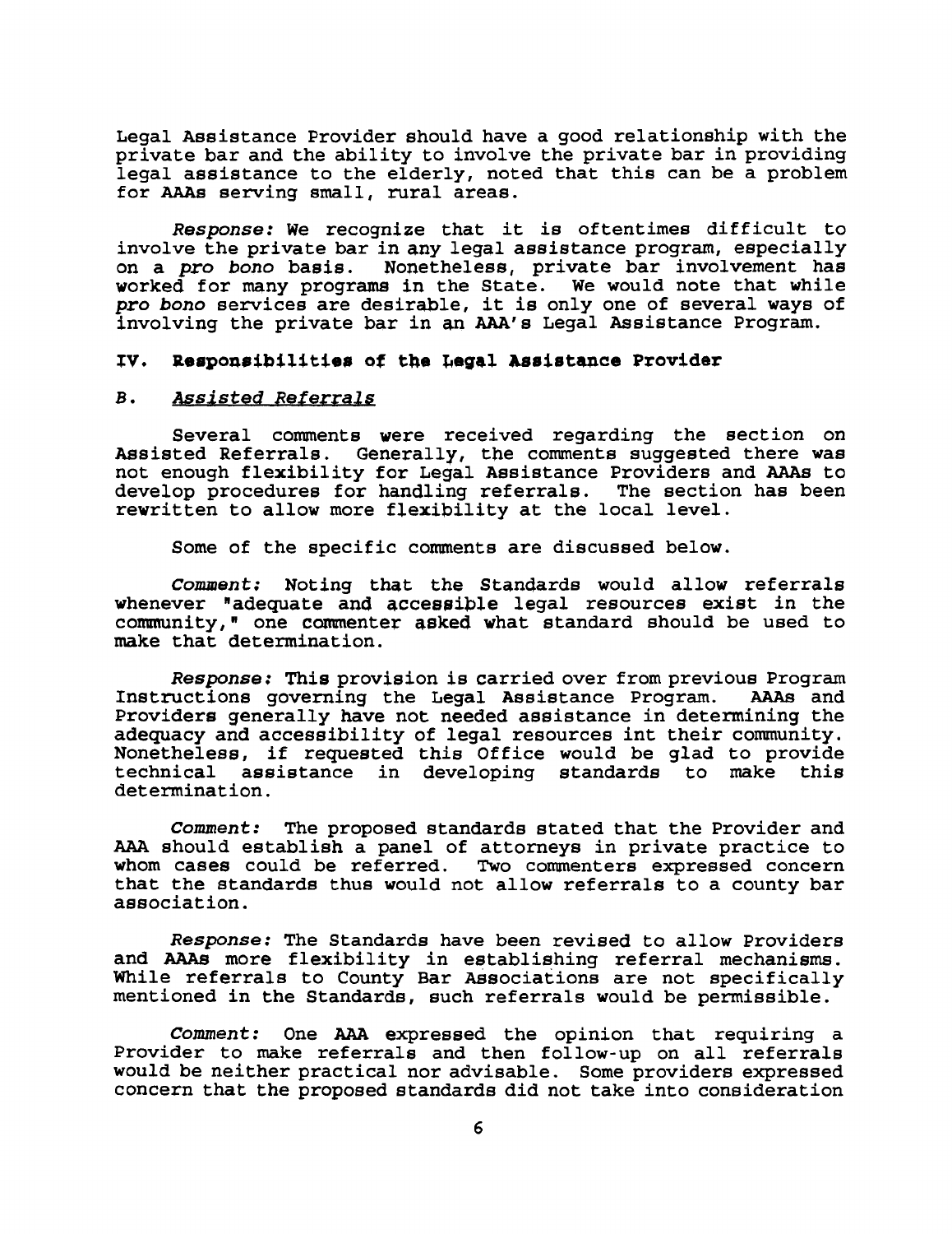Legal Assistance Provider should have a good relationship with the private bar and the ability to involve the private bar in providing legal assistance to the elderly, noted that this can be a problem for AAAs serving small, rural areas.

*Response:* We recognize that it is oftentimes difficult to involve the private bar in any legal assistance program, especially on a *pro bono* basis. Nonetheless, private bar involvement has worked for many programs in the State. We would note that while *pro bono* services are desirable, it is only one of several ways of involving the private bar in an AAA's Legal Assistance Program.

## IV. Responsibilities of the Legal Assistance Provider

### B. *Assisted Referrals*

Several comments were received regarding the section on Assisted Referrals. Generally, the comments suggested there was not enough flexibility for Legal Assistance Providers and AAAs to develop procedures for handling referrals. The section has been rewritten to allow more flexibility at the local level.

Some of the specific comments are discussed below.

*Comment:* Noting that the Standards would allow referrals whenever "adequate and accessible legal resources exist in the community," one commenter asked what standard should be used to make that determination.

*Response:* This provision is carried over from previous Program Instructions governing the Legal Assistance Program. AAAs and Providers generally have not needed assistance in determining the adequacy and accessibility of legal resources int their community. Nonetheless, if requested this Office would be glad to provide technical assistance in developing standards to make this determination.

*Comment:* The proposed standards stated that the Provider and AAA should establish a panel of attorneys in private practice to whom cases could be referred. Two commenters expressed concern that the standards thus would not allow referrals to a county bar association.

*Response:* The Standards have been revised to allow Providers and AAAs more flexibility in establishing referral mechanisms. While referrals to County Bar Associations are not specifically mentioned in the Standards, such referrals would be permissible.

*Comment:* One AAA expressed the opinion that requiring a Provider to make referrals and then follow-up on all referrals would be neither practical nor advisable. Some providers expressed concern that the proposed standards did not take into consideration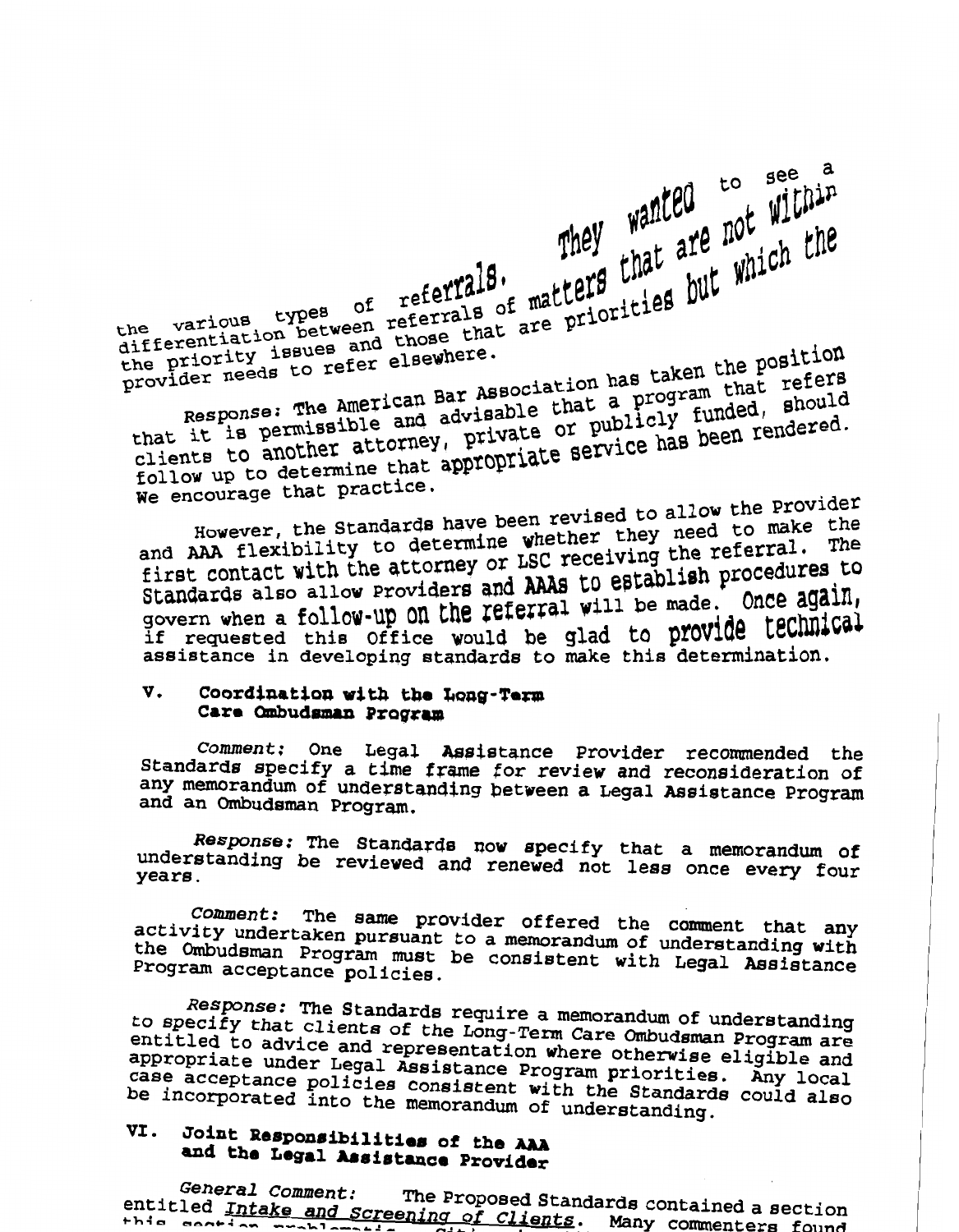the various types of referrals. They wanted to see a differentiation between referrals of matters that are not within the priority issues and those that are priorities but which the provider needs to refer elsewhere.

*Response:* The American Bar Association has taken the position that it is permissible and advisable that a program that refers clients to another attorney, private or publicly funded, should follow up to determine that appropriate service has been rendered. We encourage that practice.

However, the Standards have been revised to allow the Provider and AAA flexibility to determine whether they need to make the first contact with the attorney or LSC receiving the referral. The Standards also allow Providers and AAAs to establish procedures to govern when a follow-up on the referral will be made. Once again, if requested this Office would be glad to provide technical assistance in developing standards to make this determination.

## V. Coordination with the Long-Term Care Ombudsman Program

*Comment:* One Legal Assistance Provider recommended the Standards specify a time frame for review and reconsideration of any memorandum of understanding between a Legal Assistance Program and an Ombudsman Program.

*Response:* The Standards now specify that a memorandum of understanding be reviewed and renewed not less once every four years.

*Comment:* The same provider offered the comment that any activity undertaken pursuant to a memorandum of understanding with the Ombudsman Program must be consistent with Legal Assistance Program acceptance policies.

*Response:* The Standards require a memorandum of understanding to specify that clients of the Long-Term Care Ombudsman Program are entitled to advice and representation where otherwise eligible and appropriate under Legal Assistance Program priorities. Any local case acceptance policies consistent with the Standards could also be incorporated into the memorandum of understanding.

## VI. Joint Responsibilities of the AAA and the Legal Assistance Provider

*General Comment:* The Proposed Standards contained a section entitled <u>Intake and Screening of Clients</u>. Many commenters found this section problematic. Citing the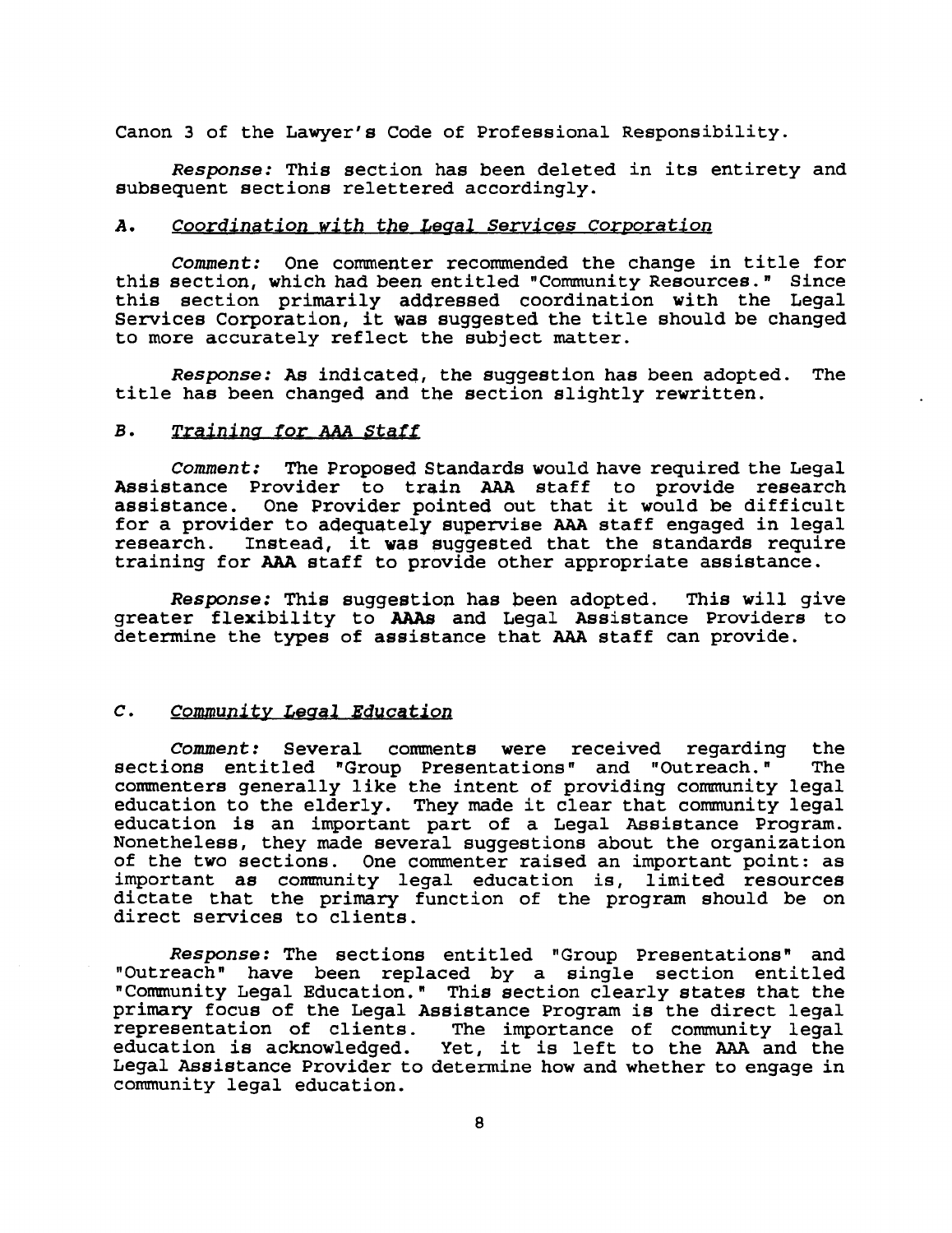Canon 3 of the Lawyer's Code of Professional Responsibility.

*Response:* This section has been deleted in its entirety and subsequent sections relettered accordingly.

### A. *Coordination with the Legal Services Corporation*

*Comment:* One commenter recommended the change in title for this section, which had been entitled "Community Resources." Since this section primarily addressed coordination with the Legal Services Corporation, it was suggested the title should be changed to more accurately reflect the subject matter.

*Response:* As indicated, the suggestion has been adopted. The title has been changed and the section slightly rewritten.

### B. *Training for AAA Staff*

*Comment:* The Proposed Standards would have required the Legal Assistance Provider to train AAA staff to provide research assistance. One Provider pointed out that it would be difficult for a provider to adequately supervise AAA staff engaged in legal research. Instead, it was suggested that the standards require training for AAA staff to provide other appropriate assistance.

*Response:* This suggestion has been adopted. This will give greater flexibility to AAAs and Legal Assistance Providers to determine the types of assistance that AAA staff can provide.

### C. *Community Legal Education*

*Comment:* Several comments were received regarding the sections entitled "Group Presentations" and "Outreach." The commenters generally like the intent of providing community legal education to the elderly. They made it clear that community legal education is an important part of a Legal Assistance Program. Nonetheless, they made several suggestions about the organization of the two sections. One commenter raised an important point: as important as community legal education is, limited resources dictate that the primary function of the program should be on direct services to clients.

*Response:* The sections entitled "Group Presentations" and "Outreach" have been replaced by a single section entitled "Community Legal Education." This section clearly states that the primary focus of the Legal Assistance Program is the direct legal representation of clients. The importance of community legal education is acknowledged. Yet, it is left to the AAA and the Legal Assistance Provider to determine how and whether to engage in community legal education.